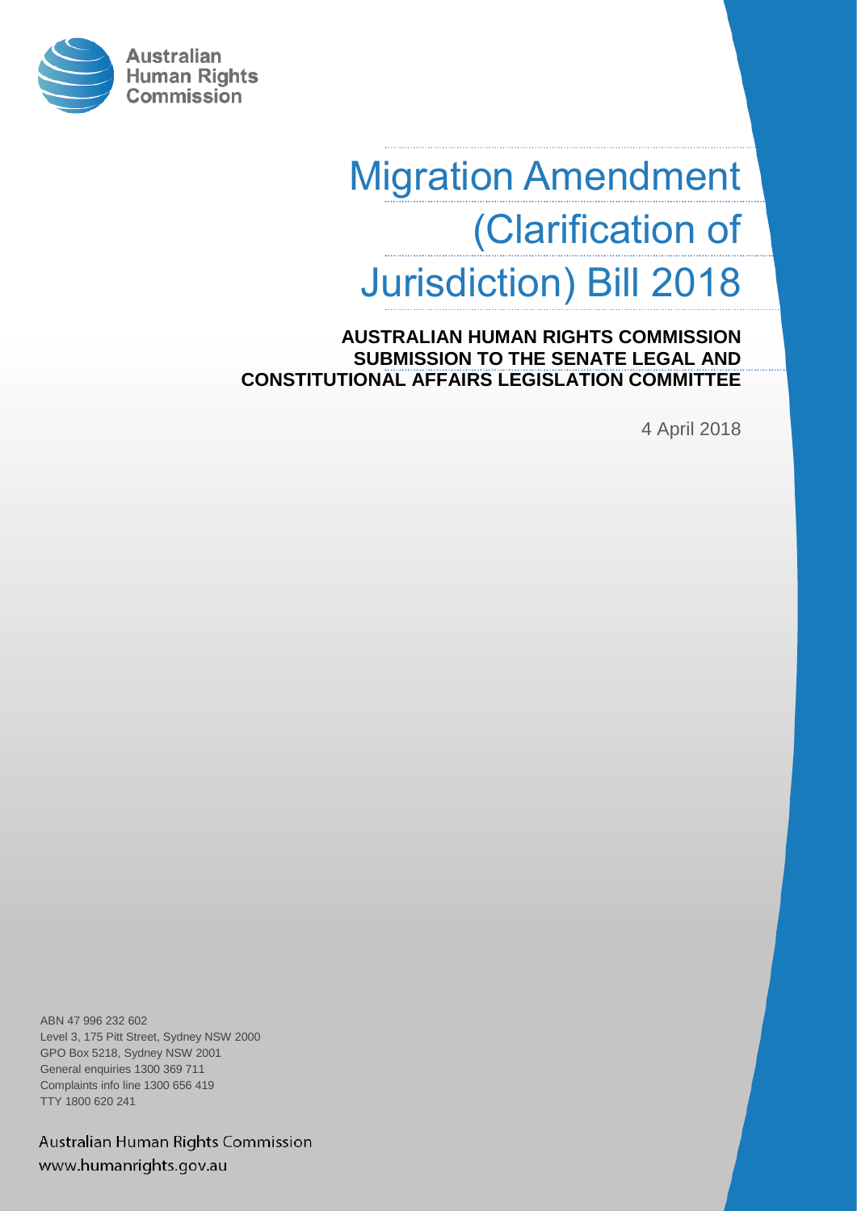Australian Human Rights Commission

# Migration Amendment (Clarification of Jurisdiction) Bill 2018

**AUSTRALIAN HUMAN RIGHTS COMMISSION SUBMISSION TO THE SENATE LEGAL AND CONSTITUTIONAL AFFAIRS LEGISLATION COMMITTEE**

4 April 2018

ABN 47 996 232 602
Level 3, 175 Pitt Street, Sydney NSW 2000
GPO Box 5218, Sydney NSW 2001
General enquiries 1300 369 711
Complaints info line 1300 656 419
TTY 1800 620 241

Australian Human Rights Commission
www.humanrights.gov.au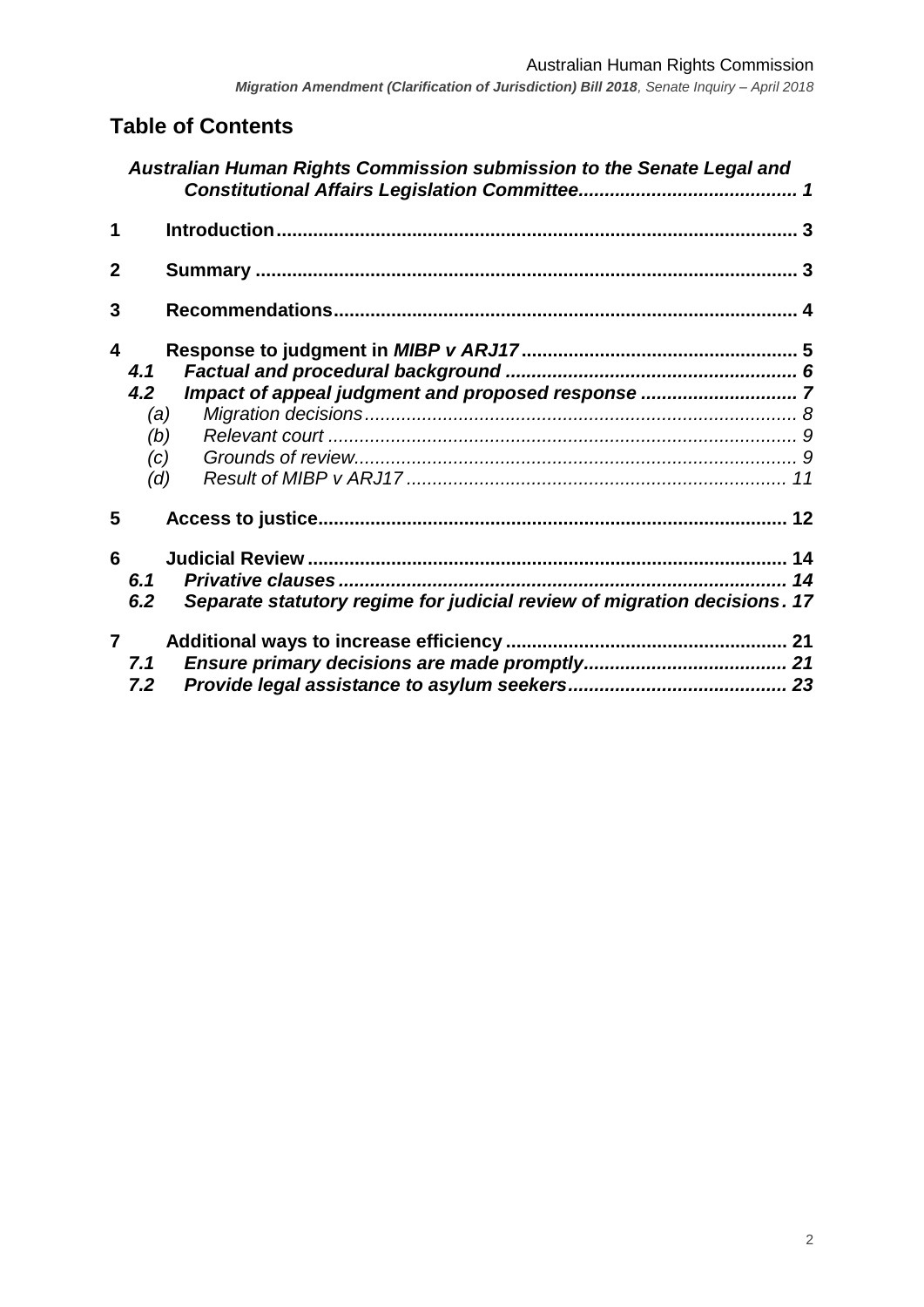## Table of Contents

*Australian Human Rights Commission submission to the Senate Legal and Constitutional Affairs Legislation Committee* ........ 1

**1 Introduction** ........ 3

**2 Summary** ........ 3

**3 Recommendations** ........ 4

**4 Response to judgment in *MIBP v ARJ17*** ........ 5

- *4.1 Factual and procedural background* ........ 6
- *4.2 Impact of appeal judgment and proposed response* ........ 7
  - (a) Migration decisions ........ 8
  - (b) Relevant court ........ 9
  - (c) Grounds of review ........ 9
  - (d) Result of MIBP v ARJ17 ........ 11

**5 Access to justice** ........ 12

**6 Judicial Review** ........ 14

- *6.1 Privative clauses* ........ 14
- *6.2 Separate statutory regime for judicial review of migration decisions* . 17

**7 Additional ways to increase efficiency** ........ 21

- *7.1 Ensure primary decisions are made promptly* ........ 21
- *7.2 Provide legal assistance to asylum seekers* ........ 23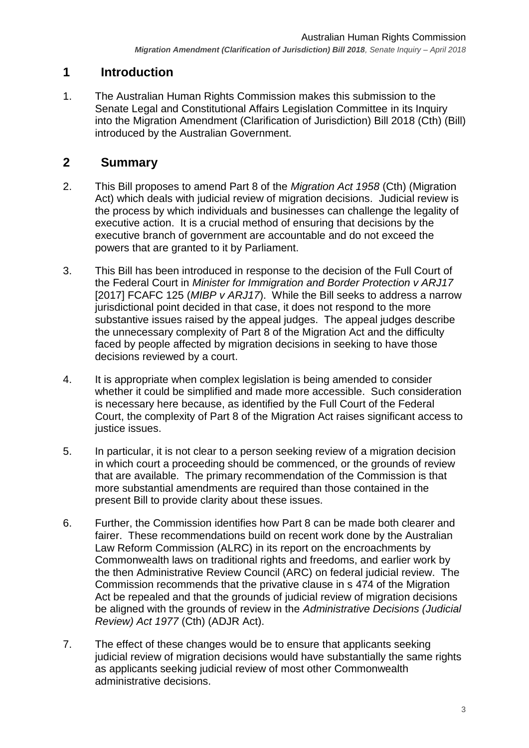## 1 Introduction

1. The Australian Human Rights Commission makes this submission to the Senate Legal and Constitutional Affairs Legislation Committee in its Inquiry into the Migration Amendment (Clarification of Jurisdiction) Bill 2018 (Cth) (Bill) introduced by the Australian Government.

## 2 Summary

2. This Bill proposes to amend Part 8 of the *Migration Act 1958* (Cth) (Migration Act) which deals with judicial review of migration decisions. Judicial review is the process by which individuals and businesses can challenge the legality of executive action. It is a crucial method of ensuring that decisions by the executive branch of government are accountable and do not exceed the powers that are granted to it by Parliament.

3. This Bill has been introduced in response to the decision of the Full Court of the Federal Court in *Minister for Immigration and Border Protection v ARJ17* [2017] FCAFC 125 (*MIBP v ARJ17*). While the Bill seeks to address a narrow jurisdictional point decided in that case, it does not respond to the more substantive issues raised by the appeal judges. The appeal judges describe the unnecessary complexity of Part 8 of the Migration Act and the difficulty faced by people affected by migration decisions in seeking to have those decisions reviewed by a court.

4. It is appropriate when complex legislation is being amended to consider whether it could be simplified and made more accessible. Such consideration is necessary here because, as identified by the Full Court of the Federal Court, the complexity of Part 8 of the Migration Act raises significant access to justice issues.

5. In particular, it is not clear to a person seeking review of a migration decision in which court a proceeding should be commenced, or the grounds of review that are available. The primary recommendation of the Commission is that more substantial amendments are required than those contained in the present Bill to provide clarity about these issues.

6. Further, the Commission identifies how Part 8 can be made both clearer and fairer. These recommendations build on recent work done by the Australian Law Reform Commission (ALRC) in its report on the encroachments by Commonwealth laws on traditional rights and freedoms, and earlier work by the then Administrative Review Council (ARC) on federal judicial review. The Commission recommends that the privative clause in s 474 of the Migration Act be repealed and that the grounds of judicial review of migration decisions be aligned with the grounds of review in the *Administrative Decisions (Judicial Review) Act 1977* (Cth) (ADJR Act).

7. The effect of these changes would be to ensure that applicants seeking judicial review of migration decisions would have substantially the same rights as applicants seeking judicial review of most other Commonwealth administrative decisions.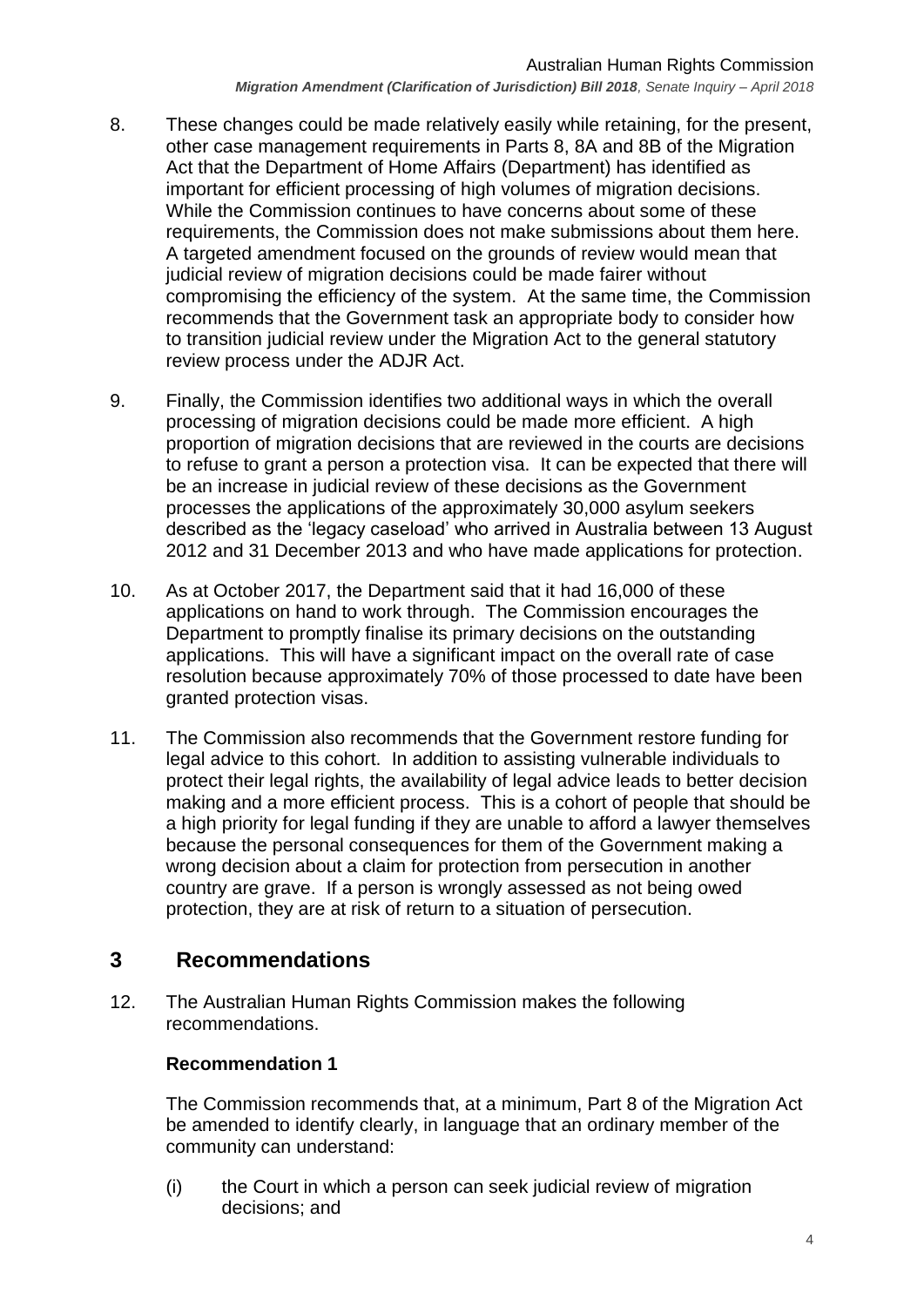8. These changes could be made relatively easily while retaining, for the present, other case management requirements in Parts 8, 8A and 8B of the Migration Act that the Department of Home Affairs (Department) has identified as important for efficient processing of high volumes of migration decisions. While the Commission continues to have concerns about some of these requirements, the Commission does not make submissions about them here. A targeted amendment focused on the grounds of review would mean that judicial review of migration decisions could be made fairer without compromising the efficiency of the system. At the same time, the Commission recommends that the Government task an appropriate body to consider how to transition judicial review under the Migration Act to the general statutory review process under the ADJR Act.

9. Finally, the Commission identifies two additional ways in which the overall processing of migration decisions could be made more efficient. A high proportion of migration decisions that are reviewed in the courts are decisions to refuse to grant a person a protection visa. It can be expected that there will be an increase in judicial review of these decisions as the Government processes the applications of the approximately 30,000 asylum seekers described as the 'legacy caseload' who arrived in Australia between 13 August 2012 and 31 December 2013 and who have made applications for protection.

10. As at October 2017, the Department said that it had 16,000 of these applications on hand to work through. The Commission encourages the Department to promptly finalise its primary decisions on the outstanding applications. This will have a significant impact on the overall rate of case resolution because approximately 70% of those processed to date have been granted protection visas.

11. The Commission also recommends that the Government restore funding for legal advice to this cohort. In addition to assisting vulnerable individuals to protect their legal rights, the availability of legal advice leads to better decision making and a more efficient process. This is a cohort of people that should be a high priority for legal funding if they are unable to afford a lawyer themselves because the personal consequences for them of the Government making a wrong decision about a claim for protection from persecution in another country are grave. If a person is wrongly assessed as not being owed protection, they are at risk of return to a situation of persecution.

# 3 Recommendations

12. The Australian Human Rights Commission makes the following recommendations.

**Recommendation 1**

The Commission recommends that, at a minimum, Part 8 of the Migration Act be amended to identify clearly, in language that an ordinary member of the community can understand:

(i) the Court in which a person can seek judicial review of migration decisions; and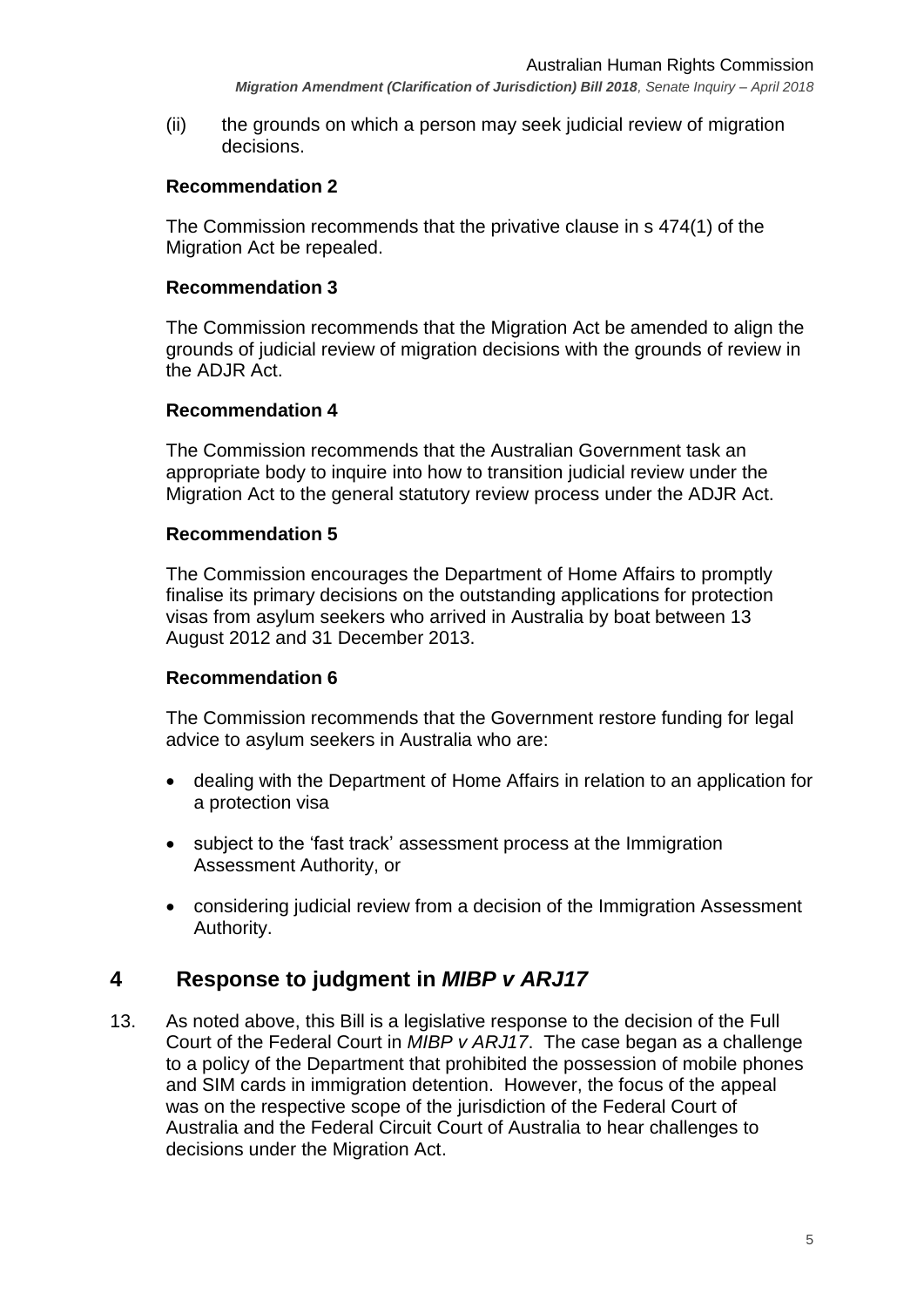(ii) the grounds on which a person may seek judicial review of migration decisions.

### Recommendation 2

The Commission recommends that the privative clause in s 474(1) of the Migration Act be repealed.

### Recommendation 3

The Commission recommends that the Migration Act be amended to align the grounds of judicial review of migration decisions with the grounds of review in the ADJR Act.

### Recommendation 4

The Commission recommends that the Australian Government task an appropriate body to inquire into how to transition judicial review under the Migration Act to the general statutory review process under the ADJR Act.

### Recommendation 5

The Commission encourages the Department of Home Affairs to promptly finalise its primary decisions on the outstanding applications for protection visas from asylum seekers who arrived in Australia by boat between 13 August 2012 and 31 December 2013.

### Recommendation 6

The Commission recommends that the Government restore funding for legal advice to asylum seekers in Australia who are:

- dealing with the Department of Home Affairs in relation to an application for a protection visa
- subject to the 'fast track' assessment process at the Immigration Assessment Authority, or
- considering judicial review from a decision of the Immigration Assessment Authority.

## 4 Response to judgment in *MIBP v ARJ17*

13. As noted above, this Bill is a legislative response to the decision of the Full Court of the Federal Court in *MIBP v ARJ17*. The case began as a challenge to a policy of the Department that prohibited the possession of mobile phones and SIM cards in immigration detention. However, the focus of the appeal was on the respective scope of the jurisdiction of the Federal Court of Australia and the Federal Circuit Court of Australia to hear challenges to decisions under the Migration Act.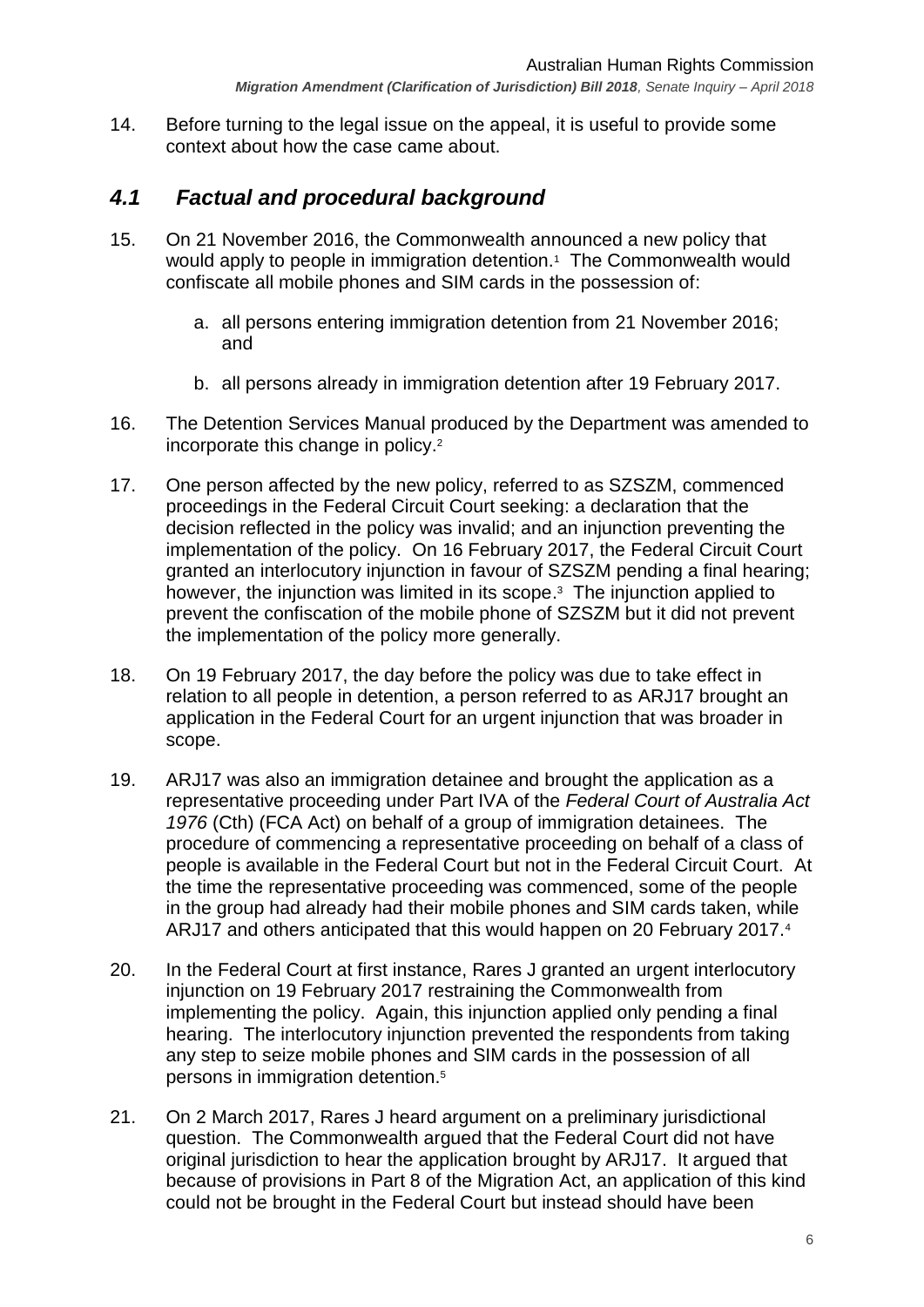14. Before turning to the legal issue on the appeal, it is useful to provide some context about how the case came about.

## *4.1 Factual and procedural background*

15. On 21 November 2016, the Commonwealth announced a new policy that would apply to people in immigration detention.[1] The Commonwealth would confiscate all mobile phones and SIM cards in the possession of:

    a. all persons entering immigration detention from 21 November 2016; and

    b. all persons already in immigration detention after 19 February 2017.

16. The Detention Services Manual produced by the Department was amended to incorporate this change in policy.[2]

17. One person affected by the new policy, referred to as SZSZM, commenced proceedings in the Federal Circuit Court seeking: a declaration that the decision reflected in the policy was invalid; and an injunction preventing the implementation of the policy. On 16 February 2017, the Federal Circuit Court granted an interlocutory injunction in favour of SZSZM pending a final hearing; however, the injunction was limited in its scope.[3] The injunction applied to prevent the confiscation of the mobile phone of SZSZM but it did not prevent the implementation of the policy more generally.

18. On 19 February 2017, the day before the policy was due to take effect in relation to all people in detention, a person referred to as ARJ17 brought an application in the Federal Court for an urgent injunction that was broader in scope.

19. ARJ17 was also an immigration detainee and brought the application as a representative proceeding under Part IVA of the *Federal Court of Australia Act 1976* (Cth) (FCA Act) on behalf of a group of immigration detainees. The procedure of commencing a representative proceeding on behalf of a class of people is available in the Federal Court but not in the Federal Circuit Court. At the time the representative proceeding was commenced, some of the people in the group had already had their mobile phones and SIM cards taken, while ARJ17 and others anticipated that this would happen on 20 February 2017.[4]

20. In the Federal Court at first instance, Rares J granted an urgent interlocutory injunction on 19 February 2017 restraining the Commonwealth from implementing the policy. Again, this injunction applied only pending a final hearing. The interlocutory injunction prevented the respondents from taking any step to seize mobile phones and SIM cards in the possession of all persons in immigration detention.[5]

21. On 2 March 2017, Rares J heard argument on a preliminary jurisdictional question. The Commonwealth argued that the Federal Court did not have original jurisdiction to hear the application brought by ARJ17. It argued that because of provisions in Part 8 of the Migration Act, an application of this kind could not be brought in the Federal Court but instead should have been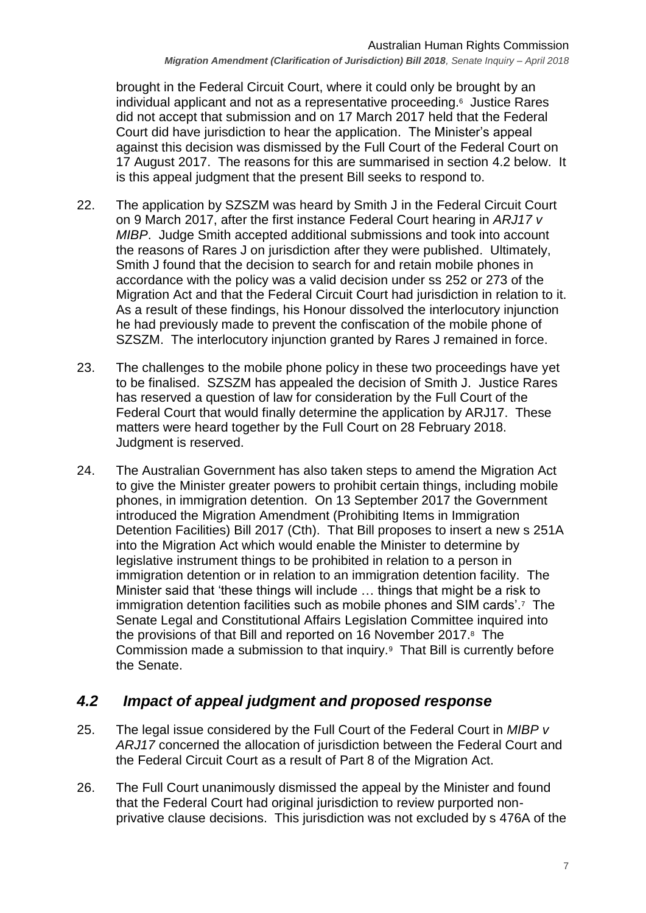brought in the Federal Circuit Court, where it could only be brought by an individual applicant and not as a representative proceeding.[6] Justice Rares did not accept that submission and on 17 March 2017 held that the Federal Court did have jurisdiction to hear the application. The Minister's appeal against this decision was dismissed by the Full Court of the Federal Court on 17 August 2017. The reasons for this are summarised in section 4.2 below. It is this appeal judgment that the present Bill seeks to respond to.

22. The application by SZSZM was heard by Smith J in the Federal Circuit Court on 9 March 2017, after the first instance Federal Court hearing in *ARJ17 v MIBP*. Judge Smith accepted additional submissions and took into account the reasons of Rares J on jurisdiction after they were published. Ultimately, Smith J found that the decision to search for and retain mobile phones in accordance with the policy was a valid decision under ss 252 or 273 of the Migration Act and that the Federal Circuit Court had jurisdiction in relation to it. As a result of these findings, his Honour dissolved the interlocutory injunction he had previously made to prevent the confiscation of the mobile phone of SZSZM. The interlocutory injunction granted by Rares J remained in force.

23. The challenges to the mobile phone policy in these two proceedings have yet to be finalised. SZSZM has appealed the decision of Smith J. Justice Rares has reserved a question of law for consideration by the Full Court of the Federal Court that would finally determine the application by ARJ17. These matters were heard together by the Full Court on 28 February 2018. Judgment is reserved.

24. The Australian Government has also taken steps to amend the Migration Act to give the Minister greater powers to prohibit certain things, including mobile phones, in immigration detention. On 13 September 2017 the Government introduced the Migration Amendment (Prohibiting Items in Immigration Detention Facilities) Bill 2017 (Cth). That Bill proposes to insert a new s 251A into the Migration Act which would enable the Minister to determine by legislative instrument things to be prohibited in relation to a person in immigration detention or in relation to an immigration detention facility. The Minister said that 'these things will include … things that might be a risk to immigration detention facilities such as mobile phones and SIM cards'.[7] The Senate Legal and Constitutional Affairs Legislation Committee inquired into the provisions of that Bill and reported on 16 November 2017.[8] The Commission made a submission to that inquiry.[9] That Bill is currently before the Senate.

## *4.2 Impact of appeal judgment and proposed response*

25. The legal issue considered by the Full Court of the Federal Court in *MIBP v ARJ17* concerned the allocation of jurisdiction between the Federal Court and the Federal Circuit Court as a result of Part 8 of the Migration Act.

26. The Full Court unanimously dismissed the appeal by the Minister and found that the Federal Court had original jurisdiction to review purported non-privative clause decisions. This jurisdiction was not excluded by s 476A of the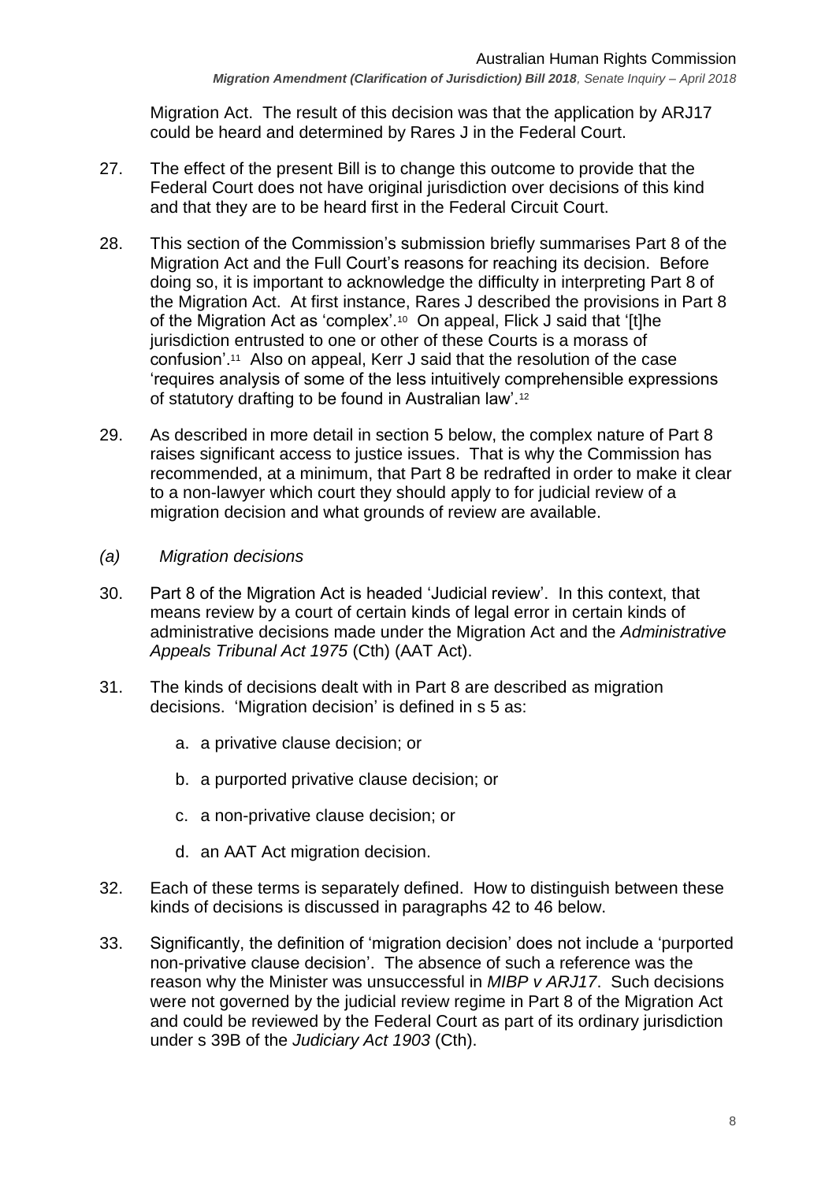Migration Act. The result of this decision was that the application by ARJ17 could be heard and determined by Rares J in the Federal Court.

27. The effect of the present Bill is to change this outcome to provide that the Federal Court does not have original jurisdiction over decisions of this kind and that they are to be heard first in the Federal Circuit Court.

28. This section of the Commission's submission briefly summarises Part 8 of the Migration Act and the Full Court's reasons for reaching its decision. Before doing so, it is important to acknowledge the difficulty in interpreting Part 8 of the Migration Act. At first instance, Rares J described the provisions in Part 8 of the Migration Act as 'complex'.[10] On appeal, Flick J said that '[t]he jurisdiction entrusted to one or other of these Courts is a morass of confusion'.[11] Also on appeal, Kerr J said that the resolution of the case 'requires analysis of some of the less intuitively comprehensible expressions of statutory drafting to be found in Australian law'.[12]

29. As described in more detail in section 5 below, the complex nature of Part 8 raises significant access to justice issues. That is why the Commission has recommended, at a minimum, that Part 8 be redrafted in order to make it clear to a non-lawyer which court they should apply to for judicial review of a migration decision and what grounds of review are available.

*(a) Migration decisions*

30. Part 8 of the Migration Act is headed 'Judicial review'. In this context, that means review by a court of certain kinds of legal error in certain kinds of administrative decisions made under the Migration Act and the *Administrative Appeals Tribunal Act 1975* (Cth) (AAT Act).

31. The kinds of decisions dealt with in Part 8 are described as migration decisions. 'Migration decision' is defined in s 5 as:

    a. a privative clause decision; or

    b. a purported privative clause decision; or

    c. a non-privative clause decision; or

    d. an AAT Act migration decision.

32. Each of these terms is separately defined. How to distinguish between these kinds of decisions is discussed in paragraphs 42 to 46 below.

33. Significantly, the definition of 'migration decision' does not include a 'purported non-privative clause decision'. The absence of such a reference was the reason why the Minister was unsuccessful in *MIBP v ARJ17*. Such decisions were not governed by the judicial review regime in Part 8 of the Migration Act and could be reviewed by the Federal Court as part of its ordinary jurisdiction under s 39B of the *Judiciary Act 1903* (Cth).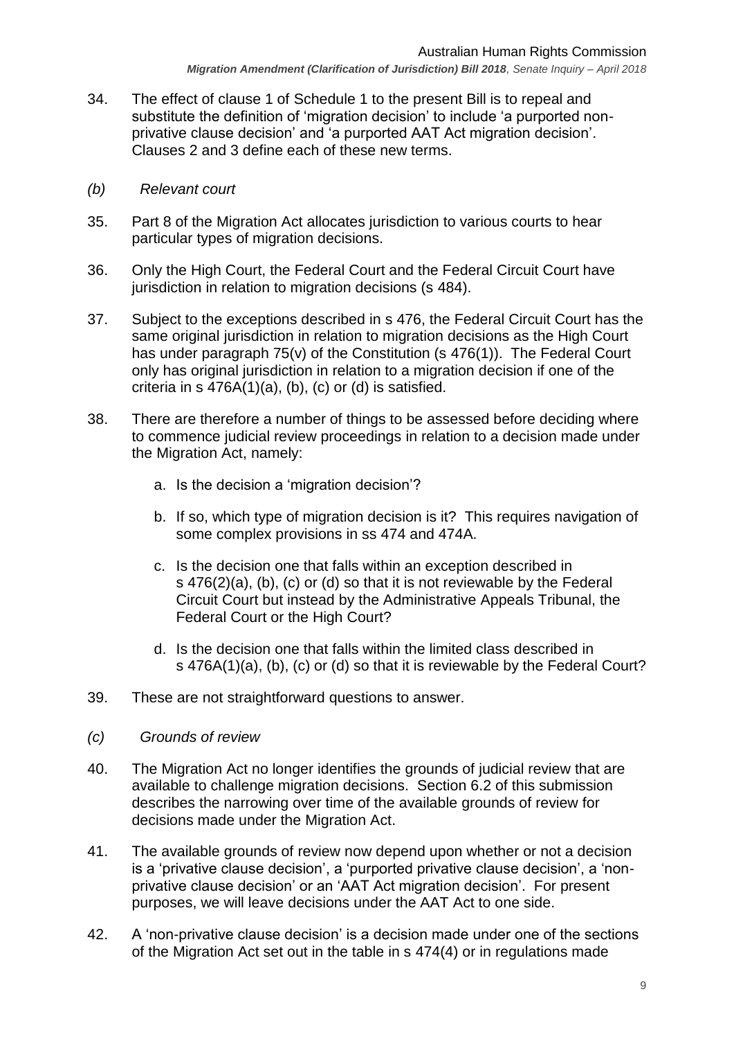34. The effect of clause 1 of Schedule 1 to the present Bill is to repeal and substitute the definition of 'migration decision' to include 'a purported non-privative clause decision' and 'a purported AAT Act migration decision'. Clauses 2 and 3 define each of these new terms.

### *(b) Relevant court*

35. Part 8 of the Migration Act allocates jurisdiction to various courts to hear particular types of migration decisions.

36. Only the High Court, the Federal Court and the Federal Circuit Court have jurisdiction in relation to migration decisions (s 484).

37. Subject to the exceptions described in s 476, the Federal Circuit Court has the same original jurisdiction in relation to migration decisions as the High Court has under paragraph 75(v) of the Constitution (s 476(1)). The Federal Court only has original jurisdiction in relation to a migration decision if one of the criteria in s 476A(1)(a), (b), (c) or (d) is satisfied.

38. There are therefore a number of things to be assessed before deciding where to commence judicial review proceedings in relation to a decision made under the Migration Act, namely:

    a. Is the decision a 'migration decision'?

    b. If so, which type of migration decision is it? This requires navigation of some complex provisions in ss 474 and 474A.

    c. Is the decision one that falls within an exception described in s 476(2)(a), (b), (c) or (d) so that it is not reviewable by the Federal Circuit Court but instead by the Administrative Appeals Tribunal, the Federal Court or the High Court?

    d. Is the decision one that falls within the limited class described in s 476A(1)(a), (b), (c) or (d) so that it is reviewable by the Federal Court?

39. These are not straightforward questions to answer.

### *(c) Grounds of review*

40. The Migration Act no longer identifies the grounds of judicial review that are available to challenge migration decisions. Section 6.2 of this submission describes the narrowing over time of the available grounds of review for decisions made under the Migration Act.

41. The available grounds of review now depend upon whether or not a decision is a 'privative clause decision', a 'purported privative clause decision', a 'non-privative clause decision' or an 'AAT Act migration decision'. For present purposes, we will leave decisions under the AAT Act to one side.

42. A 'non-privative clause decision' is a decision made under one of the sections of the Migration Act set out in the table in s 474(4) or in regulations made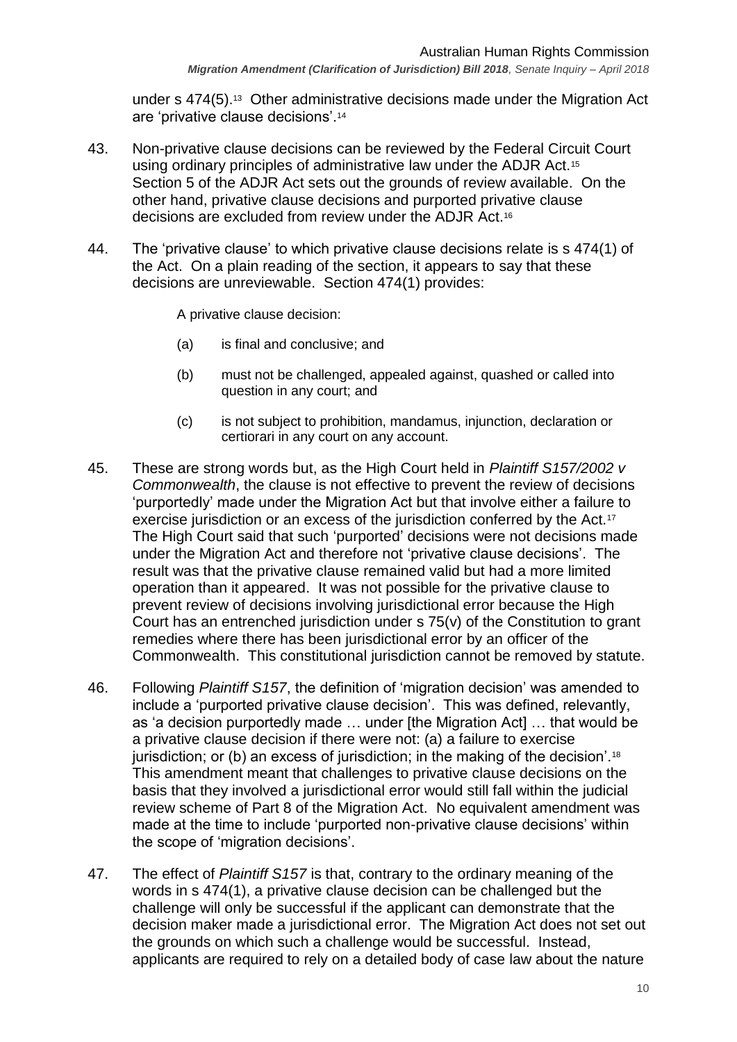under s 474(5).[13] Other administrative decisions made under the Migration Act are 'privative clause decisions'.[14]

43. Non-privative clause decisions can be reviewed by the Federal Circuit Court using ordinary principles of administrative law under the ADJR Act.[15] Section 5 of the ADJR Act sets out the grounds of review available. On the other hand, privative clause decisions and purported privative clause decisions are excluded from review under the ADJR Act.[16]

44. The 'privative clause' to which privative clause decisions relate is s 474(1) of the Act. On a plain reading of the section, it appears to say that these decisions are unreviewable. Section 474(1) provides:

   A privative clause decision:

   (a) is final and conclusive; and

   (b) must not be challenged, appealed against, quashed or called into question in any court; and

   (c) is not subject to prohibition, mandamus, injunction, declaration or certiorari in any court on any account.

45. These are strong words but, as the High Court held in *Plaintiff S157/2002 v Commonwealth*, the clause is not effective to prevent the review of decisions 'purportedly' made under the Migration Act but that involve either a failure to exercise jurisdiction or an excess of the jurisdiction conferred by the Act.[17] The High Court said that such 'purported' decisions were not decisions made under the Migration Act and therefore not 'privative clause decisions'. The result was that the privative clause remained valid but had a more limited operation than it appeared. It was not possible for the privative clause to prevent review of decisions involving jurisdictional error because the High Court has an entrenched jurisdiction under s 75(v) of the Constitution to grant remedies where there has been jurisdictional error by an officer of the Commonwealth. This constitutional jurisdiction cannot be removed by statute.

46. Following *Plaintiff S157*, the definition of 'migration decision' was amended to include a 'purported privative clause decision'. This was defined, relevantly, as 'a decision purportedly made … under [the Migration Act] … that would be a privative clause decision if there were not: (a) a failure to exercise jurisdiction; or (b) an excess of jurisdiction; in the making of the decision'.[18] This amendment meant that challenges to privative clause decisions on the basis that they involved a jurisdictional error would still fall within the judicial review scheme of Part 8 of the Migration Act. No equivalent amendment was made at the time to include 'purported non-privative clause decisions' within the scope of 'migration decisions'.

47. The effect of *Plaintiff S157* is that, contrary to the ordinary meaning of the words in s 474(1), a privative clause decision can be challenged but the challenge will only be successful if the applicant can demonstrate that the decision maker made a jurisdictional error. The Migration Act does not set out the grounds on which such a challenge would be successful. Instead, applicants are required to rely on a detailed body of case law about the nature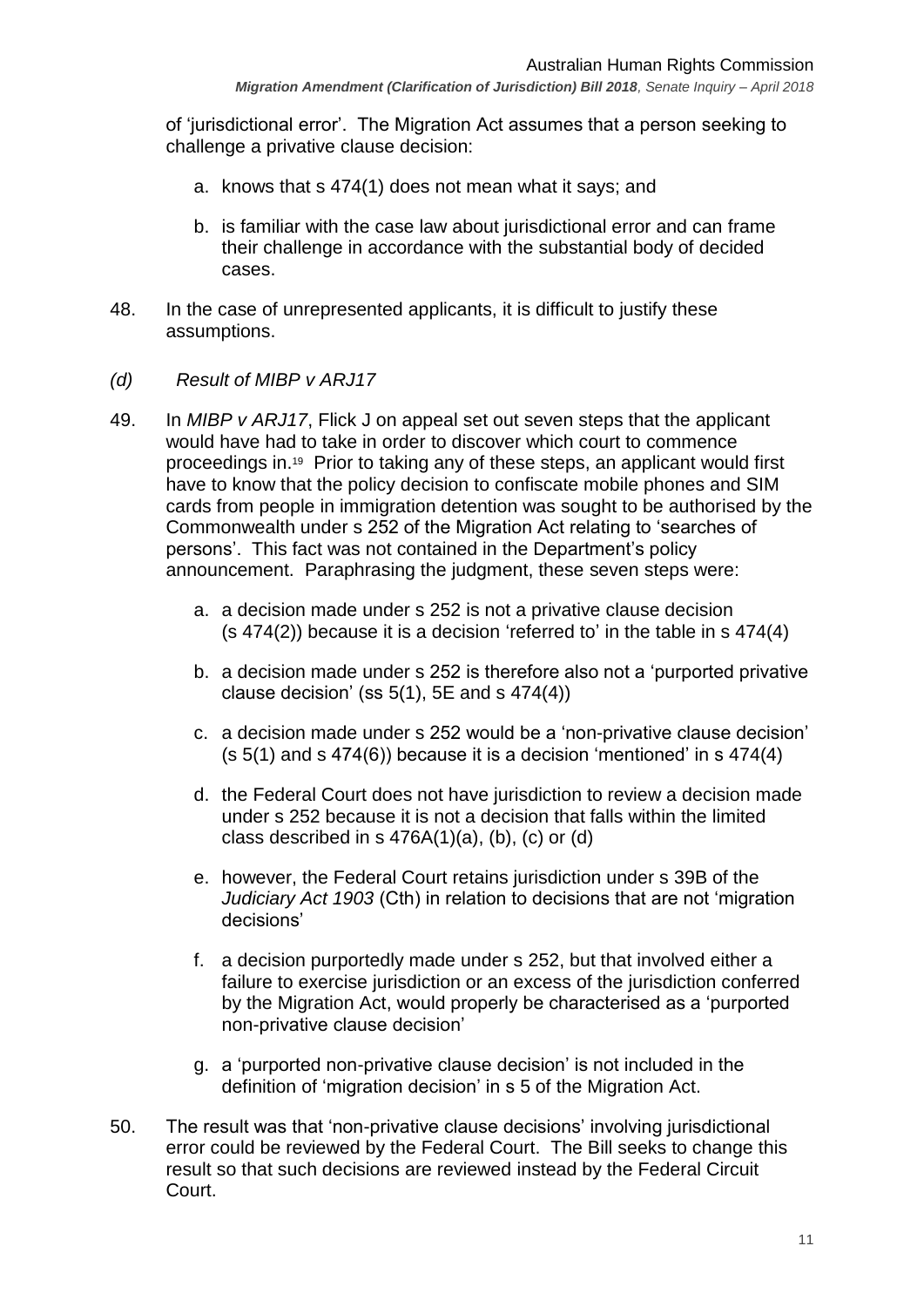of 'jurisdictional error'. The Migration Act assumes that a person seeking to challenge a privative clause decision:

a. knows that s 474(1) does not mean what it says; and

b. is familiar with the case law about jurisdictional error and can frame their challenge in accordance with the substantial body of decided cases.

48. In the case of unrepresented applicants, it is difficult to justify these assumptions.

*(d) Result of MIBP v ARJ17*

49. In *MIBP v ARJ17*, Flick J on appeal set out seven steps that the applicant would have had to take in order to discover which court to commence proceedings in.[19] Prior to taking any of these steps, an applicant would first have to know that the policy decision to confiscate mobile phones and SIM cards from people in immigration detention was sought to be authorised by the Commonwealth under s 252 of the Migration Act relating to 'searches of persons'. This fact was not contained in the Department's policy announcement. Paraphrasing the judgment, these seven steps were:

a. a decision made under s 252 is not a privative clause decision (s 474(2)) because it is a decision 'referred to' in the table in s 474(4)

b. a decision made under s 252 is therefore also not a 'purported privative clause decision' (ss 5(1), 5E and s 474(4))

c. a decision made under s 252 would be a 'non-privative clause decision' (s 5(1) and s 474(6)) because it is a decision 'mentioned' in s 474(4)

d. the Federal Court does not have jurisdiction to review a decision made under s 252 because it is not a decision that falls within the limited class described in s 476A(1)(a), (b), (c) or (d)

e. however, the Federal Court retains jurisdiction under s 39B of the *Judiciary Act 1903* (Cth) in relation to decisions that are not 'migration decisions'

f. a decision purportedly made under s 252, but that involved either a failure to exercise jurisdiction or an excess of the jurisdiction conferred by the Migration Act, would properly be characterised as a 'purported non-privative clause decision'

g. a 'purported non-privative clause decision' is not included in the definition of 'migration decision' in s 5 of the Migration Act.

50. The result was that 'non-privative clause decisions' involving jurisdictional error could be reviewed by the Federal Court. The Bill seeks to change this result so that such decisions are reviewed instead by the Federal Circuit Court.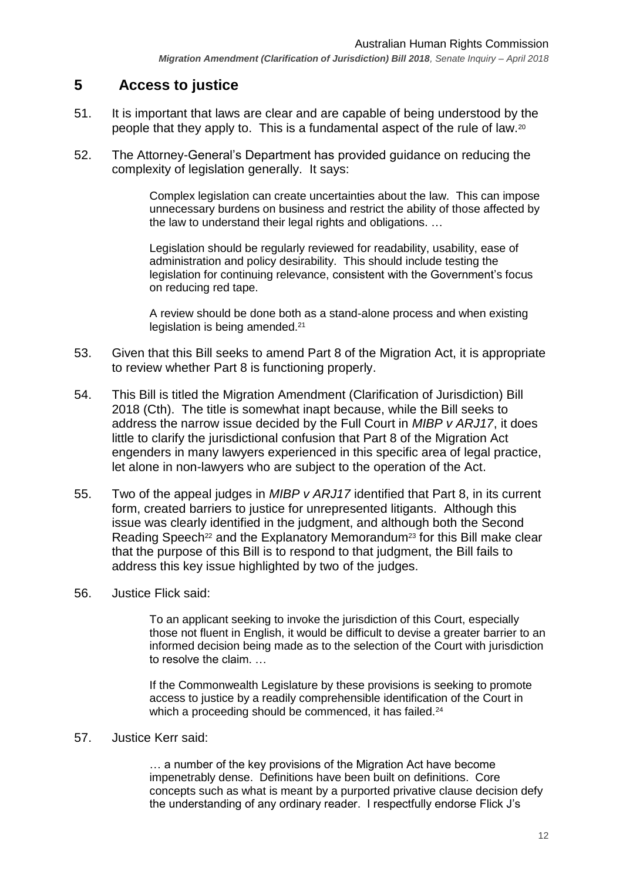## 5 Access to justice

51. It is important that laws are clear and are capable of being understood by the people that they apply to. This is a fundamental aspect of the rule of law.[20]

52. The Attorney-General's Department has provided guidance on reducing the complexity of legislation generally. It says:

> Complex legislation can create uncertainties about the law. This can impose unnecessary burdens on business and restrict the ability of those affected by the law to understand their legal rights and obligations. …
>
> Legislation should be regularly reviewed for readability, usability, ease of administration and policy desirability. This should include testing the legislation for continuing relevance, consistent with the Government's focus on reducing red tape.
>
> A review should be done both as a stand-alone process and when existing legislation is being amended.[21]

53. Given that this Bill seeks to amend Part 8 of the Migration Act, it is appropriate to review whether Part 8 is functioning properly.

54. This Bill is titled the Migration Amendment (Clarification of Jurisdiction) Bill 2018 (Cth). The title is somewhat inapt because, while the Bill seeks to address the narrow issue decided by the Full Court in *MIBP v ARJ17*, it does little to clarify the jurisdictional confusion that Part 8 of the Migration Act engenders in many lawyers experienced in this specific area of legal practice, let alone in non-lawyers who are subject to the operation of the Act.

55. Two of the appeal judges in *MIBP v ARJ17* identified that Part 8, in its current form, created barriers to justice for unrepresented litigants. Although this issue was clearly identified in the judgment, and although both the Second Reading Speech[22] and the Explanatory Memorandum[23] for this Bill make clear that the purpose of this Bill is to respond to that judgment, the Bill fails to address this key issue highlighted by two of the judges.

56. Justice Flick said:

> To an applicant seeking to invoke the jurisdiction of this Court, especially those not fluent in English, it would be difficult to devise a greater barrier to an informed decision being made as to the selection of the Court with jurisdiction to resolve the claim. …
>
> If the Commonwealth Legislature by these provisions is seeking to promote access to justice by a readily comprehensible identification of the Court in which a proceeding should be commenced, it has failed.[24]

57. Justice Kerr said:

> … a number of the key provisions of the Migration Act have become impenetrably dense. Definitions have been built on definitions. Core concepts such as what is meant by a purported privative clause decision defy the understanding of any ordinary reader. I respectfully endorse Flick J's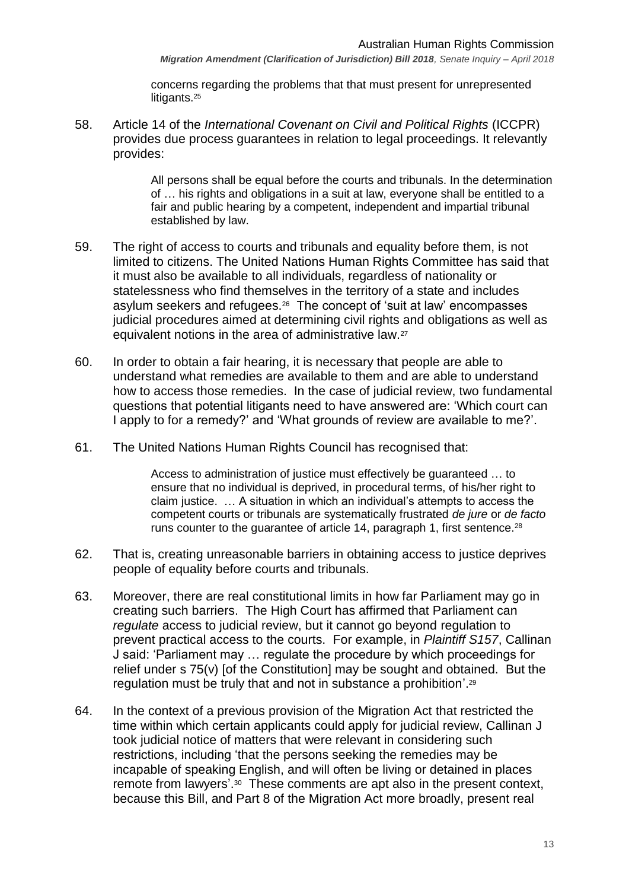concerns regarding the problems that that must present for unrepresented litigants.[25]

58. Article 14 of the *International Covenant on Civil and Political Rights* (ICCPR) provides due process guarantees in relation to legal proceedings. It relevantly provides:

> All persons shall be equal before the courts and tribunals. In the determination of … his rights and obligations in a suit at law, everyone shall be entitled to a fair and public hearing by a competent, independent and impartial tribunal established by law.

59. The right of access to courts and tribunals and equality before them, is not limited to citizens. The United Nations Human Rights Committee has said that it must also be available to all individuals, regardless of nationality or statelessness who find themselves in the territory of a state and includes asylum seekers and refugees.[26] The concept of 'suit at law' encompasses judicial procedures aimed at determining civil rights and obligations as well as equivalent notions in the area of administrative law.[27]

60. In order to obtain a fair hearing, it is necessary that people are able to understand what remedies are available to them and are able to understand how to access those remedies. In the case of judicial review, two fundamental questions that potential litigants need to have answered are: 'Which court can I apply to for a remedy?' and 'What grounds of review are available to me?'.

61. The United Nations Human Rights Council has recognised that:

> Access to administration of justice must effectively be guaranteed … to ensure that no individual is deprived, in procedural terms, of his/her right to claim justice. … A situation in which an individual's attempts to access the competent courts or tribunals are systematically frustrated *de jure* or *de facto* runs counter to the guarantee of article 14, paragraph 1, first sentence.[28]

62. That is, creating unreasonable barriers in obtaining access to justice deprives people of equality before courts and tribunals.

63. Moreover, there are real constitutional limits in how far Parliament may go in creating such barriers. The High Court has affirmed that Parliament can *regulate* access to judicial review, but it cannot go beyond regulation to prevent practical access to the courts. For example, in *Plaintiff S157*, Callinan J said: 'Parliament may … regulate the procedure by which proceedings for relief under s 75(v) [of the Constitution] may be sought and obtained. But the regulation must be truly that and not in substance a prohibition'.[29]

64. In the context of a previous provision of the Migration Act that restricted the time within which certain applicants could apply for judicial review, Callinan J took judicial notice of matters that were relevant in considering such restrictions, including 'that the persons seeking the remedies may be incapable of speaking English, and will often be living or detained in places remote from lawyers'.[30] These comments are apt also in the present context, because this Bill, and Part 8 of the Migration Act more broadly, present real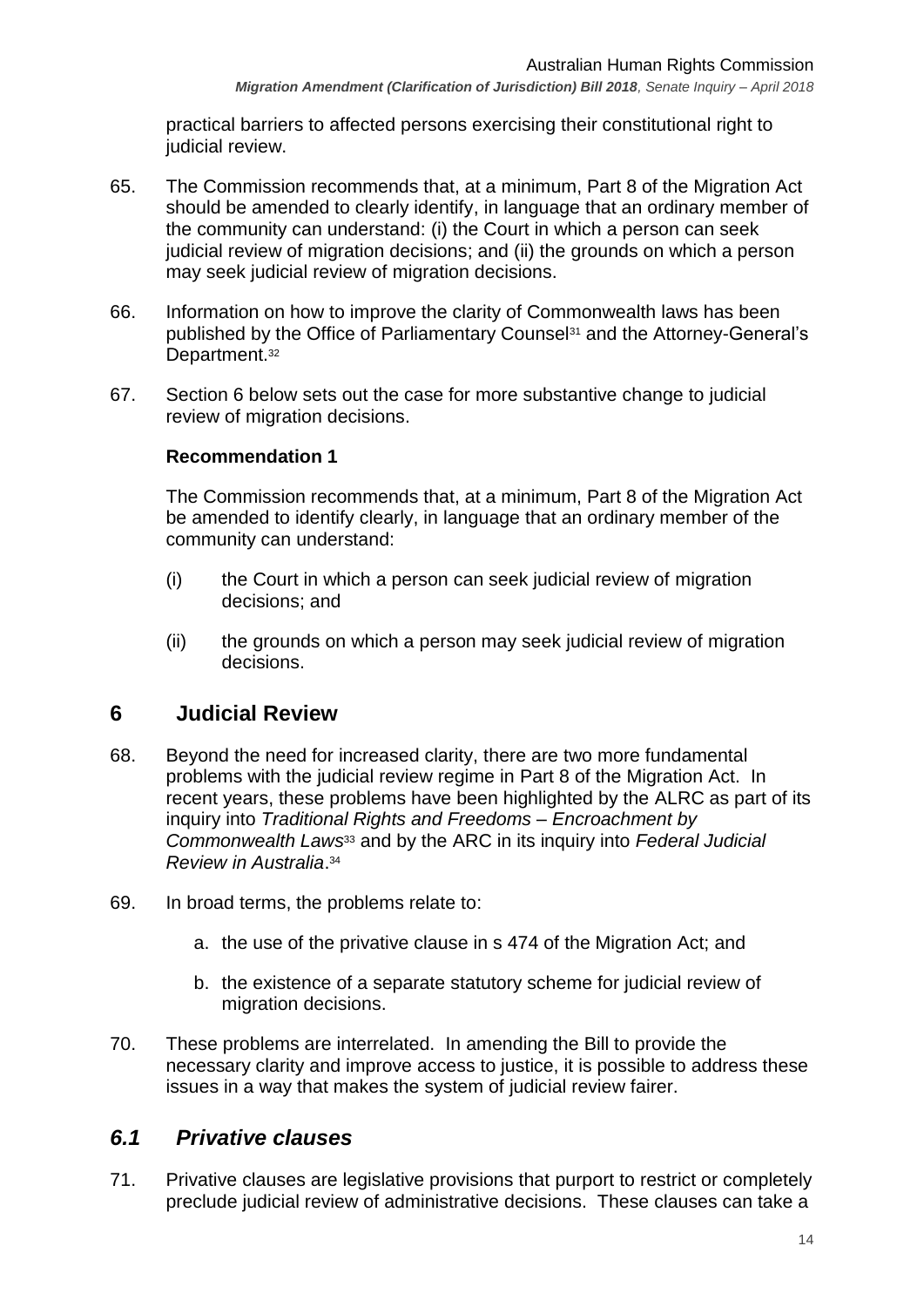practical barriers to affected persons exercising their constitutional right to judicial review.

65. The Commission recommends that, at a minimum, Part 8 of the Migration Act should be amended to clearly identify, in language that an ordinary member of the community can understand: (i) the Court in which a person can seek judicial review of migration decisions; and (ii) the grounds on which a person may seek judicial review of migration decisions.

66. Information on how to improve the clarity of Commonwealth laws has been published by the Office of Parliamentary Counsel[31] and the Attorney-General's Department.[32]

67. Section 6 below sets out the case for more substantive change to judicial review of migration decisions.

**Recommendation 1**

The Commission recommends that, at a minimum, Part 8 of the Migration Act be amended to identify clearly, in language that an ordinary member of the community can understand:

(i) the Court in which a person can seek judicial review of migration decisions; and

(ii) the grounds on which a person may seek judicial review of migration decisions.

## 6 Judicial Review

68. Beyond the need for increased clarity, there are two more fundamental problems with the judicial review regime in Part 8 of the Migration Act. In recent years, these problems have been highlighted by the ALRC as part of its inquiry into *Traditional Rights and Freedoms – Encroachment by Commonwealth Laws*[33] and by the ARC in its inquiry into *Federal Judicial Review in Australia*.[34]

69. In broad terms, the problems relate to:

   a. the use of the privative clause in s 474 of the Migration Act; and

   b. the existence of a separate statutory scheme for judicial review of migration decisions.

70. These problems are interrelated. In amending the Bill to provide the necessary clarity and improve access to justice, it is possible to address these issues in a way that makes the system of judicial review fairer.

### *6.1 Privative clauses*

71. Privative clauses are legislative provisions that purport to restrict or completely preclude judicial review of administrative decisions. These clauses can take a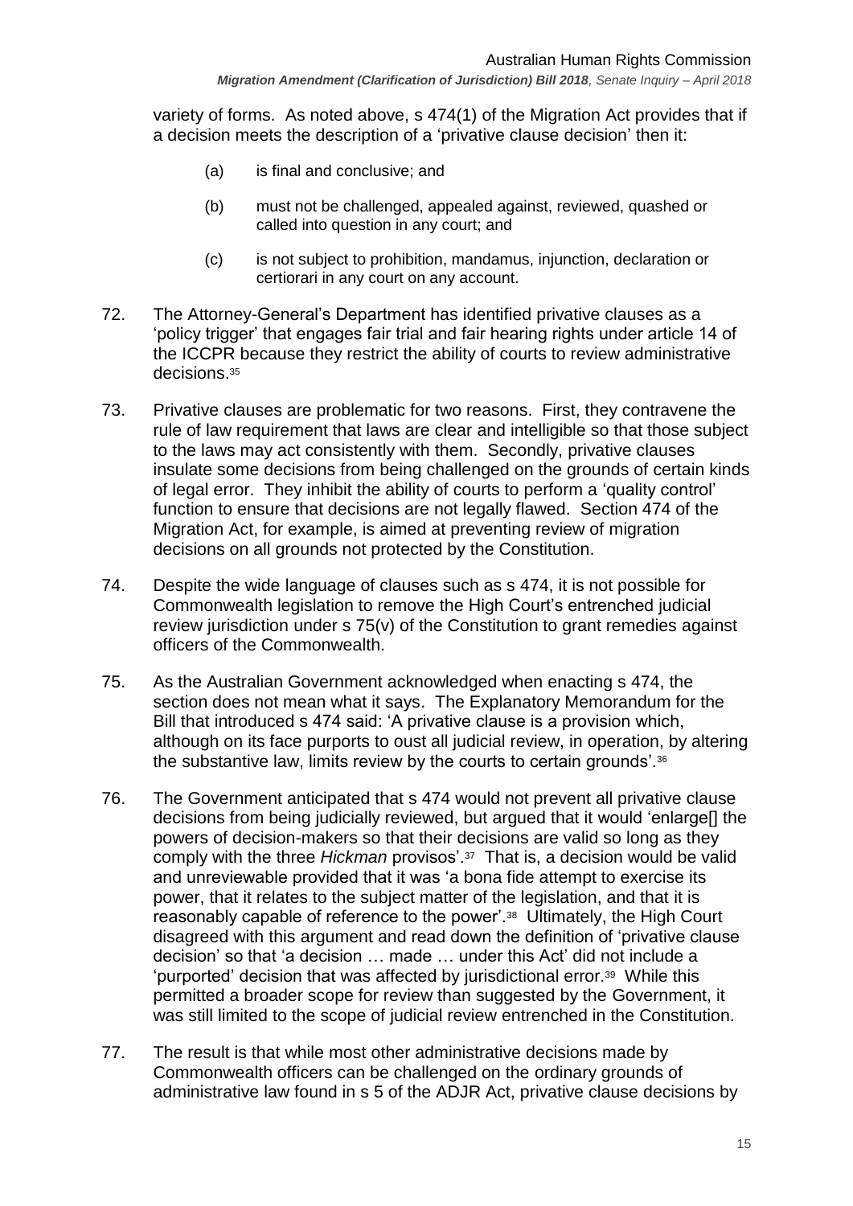variety of forms. As noted above, s 474(1) of the Migration Act provides that if a decision meets the description of a 'privative clause decision' then it:

> (a) is final and conclusive; and
>
> (b) must not be challenged, appealed against, reviewed, quashed or called into question in any court; and
>
> (c) is not subject to prohibition, mandamus, injunction, declaration or certiorari in any court on any account.

72. The Attorney-General's Department has identified privative clauses as a 'policy trigger' that engages fair trial and fair hearing rights under article 14 of the ICCPR because they restrict the ability of courts to review administrative decisions.[35]

73. Privative clauses are problematic for two reasons. First, they contravene the rule of law requirement that laws are clear and intelligible so that those subject to the laws may act consistently with them. Secondly, privative clauses insulate some decisions from being challenged on the grounds of certain kinds of legal error. They inhibit the ability of courts to perform a 'quality control' function to ensure that decisions are not legally flawed. Section 474 of the Migration Act, for example, is aimed at preventing review of migration decisions on all grounds not protected by the Constitution.

74. Despite the wide language of clauses such as s 474, it is not possible for Commonwealth legislation to remove the High Court's entrenched judicial review jurisdiction under s 75(v) of the Constitution to grant remedies against officers of the Commonwealth.

75. As the Australian Government acknowledged when enacting s 474, the section does not mean what it says. The Explanatory Memorandum for the Bill that introduced s 474 said: 'A privative clause is a provision which, although on its face purports to oust all judicial review, in operation, by altering the substantive law, limits review by the courts to certain grounds'.[36]

76. The Government anticipated that s 474 would not prevent all privative clause decisions from being judicially reviewed, but argued that it would 'enlarge[] the powers of decision-makers so that their decisions are valid so long as they comply with the three *Hickman* provisos'.[37] That is, a decision would be valid and unreviewable provided that it was 'a bona fide attempt to exercise its power, that it relates to the subject matter of the legislation, and that it is reasonably capable of reference to the power'.[38] Ultimately, the High Court disagreed with this argument and read down the definition of 'privative clause decision' so that 'a decision … made … under this Act' did not include a 'purported' decision that was affected by jurisdictional error.[39] While this permitted a broader scope for review than suggested by the Government, it was still limited to the scope of judicial review entrenched in the Constitution.

77. The result is that while most other administrative decisions made by Commonwealth officers can be challenged on the ordinary grounds of administrative law found in s 5 of the ADJR Act, privative clause decisions by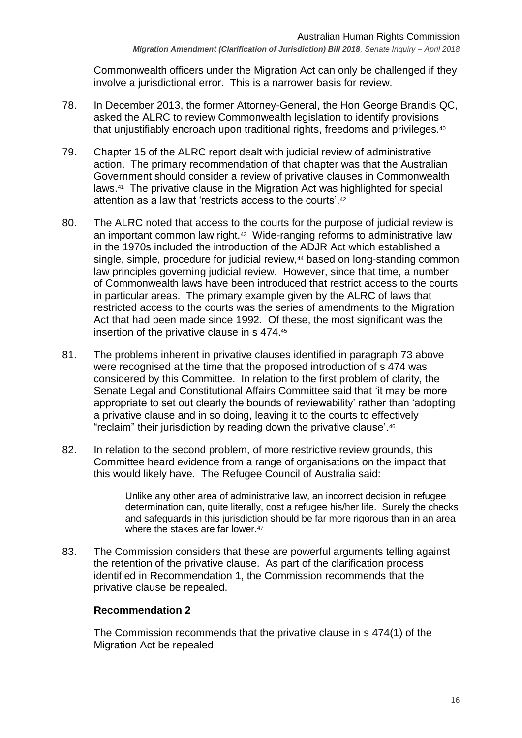Commonwealth officers under the Migration Act can only be challenged if they involve a jurisdictional error. This is a narrower basis for review.

78. In December 2013, the former Attorney-General, the Hon George Brandis QC, asked the ALRC to review Commonwealth legislation to identify provisions that unjustifiably encroach upon traditional rights, freedoms and privileges.[40]

79. Chapter 15 of the ALRC report dealt with judicial review of administrative action. The primary recommendation of that chapter was that the Australian Government should consider a review of privative clauses in Commonwealth laws.[41] The privative clause in the Migration Act was highlighted for special attention as a law that 'restricts access to the courts'.[42]

80. The ALRC noted that access to the courts for the purpose of judicial review is an important common law right.[43] Wide-ranging reforms to administrative law in the 1970s included the introduction of the ADJR Act which established a single, simple, procedure for judicial review,[44] based on long-standing common law principles governing judicial review. However, since that time, a number of Commonwealth laws have been introduced that restrict access to the courts in particular areas. The primary example given by the ALRC of laws that restricted access to the courts was the series of amendments to the Migration Act that had been made since 1992. Of these, the most significant was the insertion of the privative clause in s 474.[45]

81. The problems inherent in privative clauses identified in paragraph 73 above were recognised at the time that the proposed introduction of s 474 was considered by this Committee. In relation to the first problem of clarity, the Senate Legal and Constitutional Affairs Committee said that 'it may be more appropriate to set out clearly the bounds of reviewability' rather than 'adopting a privative clause and in so doing, leaving it to the courts to effectively "reclaim" their jurisdiction by reading down the privative clause'.[46]

82. In relation to the second problem, of more restrictive review grounds, this Committee heard evidence from a range of organisations on the impact that this would likely have. The Refugee Council of Australia said:

> Unlike any other area of administrative law, an incorrect decision in refugee determination can, quite literally, cost a refugee his/her life. Surely the checks and safeguards in this jurisdiction should be far more rigorous than in an area where the stakes are far lower.[47]

83. The Commission considers that these are powerful arguments telling against the retention of the privative clause. As part of the clarification process identified in Recommendation 1, the Commission recommends that the privative clause be repealed.

### Recommendation 2

The Commission recommends that the privative clause in s 474(1) of the Migration Act be repealed.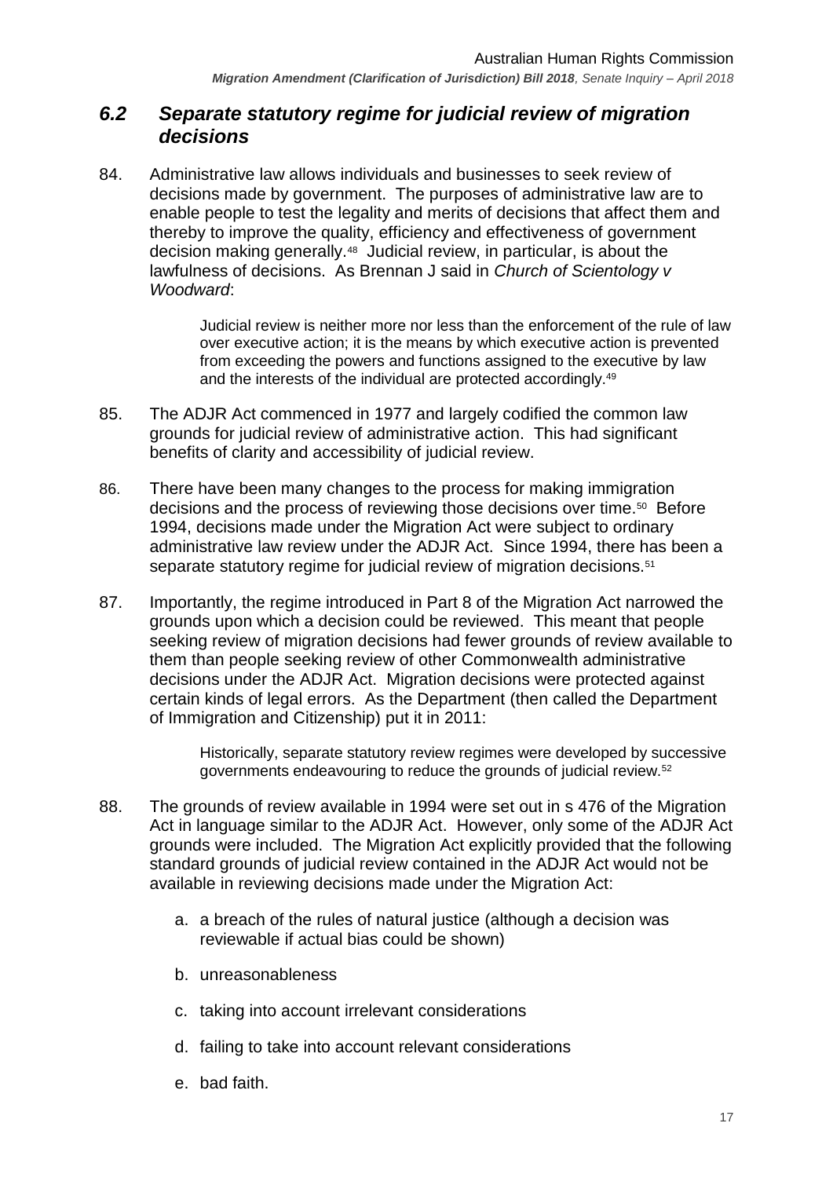## *6.2 Separate statutory regime for judicial review of migration decisions*

84. Administrative law allows individuals and businesses to seek review of decisions made by government. The purposes of administrative law are to enable people to test the legality and merits of decisions that affect them and thereby to improve the quality, efficiency and effectiveness of government decision making generally.[48] Judicial review, in particular, is about the lawfulness of decisions. As Brennan J said in *Church of Scientology v Woodward*:

> Judicial review is neither more nor less than the enforcement of the rule of law over executive action; it is the means by which executive action is prevented from exceeding the powers and functions assigned to the executive by law and the interests of the individual are protected accordingly.[49]

85. The ADJR Act commenced in 1977 and largely codified the common law grounds for judicial review of administrative action. This had significant benefits of clarity and accessibility of judicial review.

86. There have been many changes to the process for making immigration decisions and the process of reviewing those decisions over time.[50] Before 1994, decisions made under the Migration Act were subject to ordinary administrative law review under the ADJR Act. Since 1994, there has been a separate statutory regime for judicial review of migration decisions.[51]

87. Importantly, the regime introduced in Part 8 of the Migration Act narrowed the grounds upon which a decision could be reviewed. This meant that people seeking review of migration decisions had fewer grounds of review available to them than people seeking review of other Commonwealth administrative decisions under the ADJR Act. Migration decisions were protected against certain kinds of legal errors. As the Department (then called the Department of Immigration and Citizenship) put it in 2011:

> Historically, separate statutory review regimes were developed by successive governments endeavouring to reduce the grounds of judicial review.[52]

88. The grounds of review available in 1994 were set out in s 476 of the Migration Act in language similar to the ADJR Act. However, only some of the ADJR Act grounds were included. The Migration Act explicitly provided that the following standard grounds of judicial review contained in the ADJR Act would not be available in reviewing decisions made under the Migration Act:

    a. a breach of the rules of natural justice (although a decision was reviewable if actual bias could be shown)

    b. unreasonableness

    c. taking into account irrelevant considerations

    d. failing to take into account relevant considerations

    e. bad faith.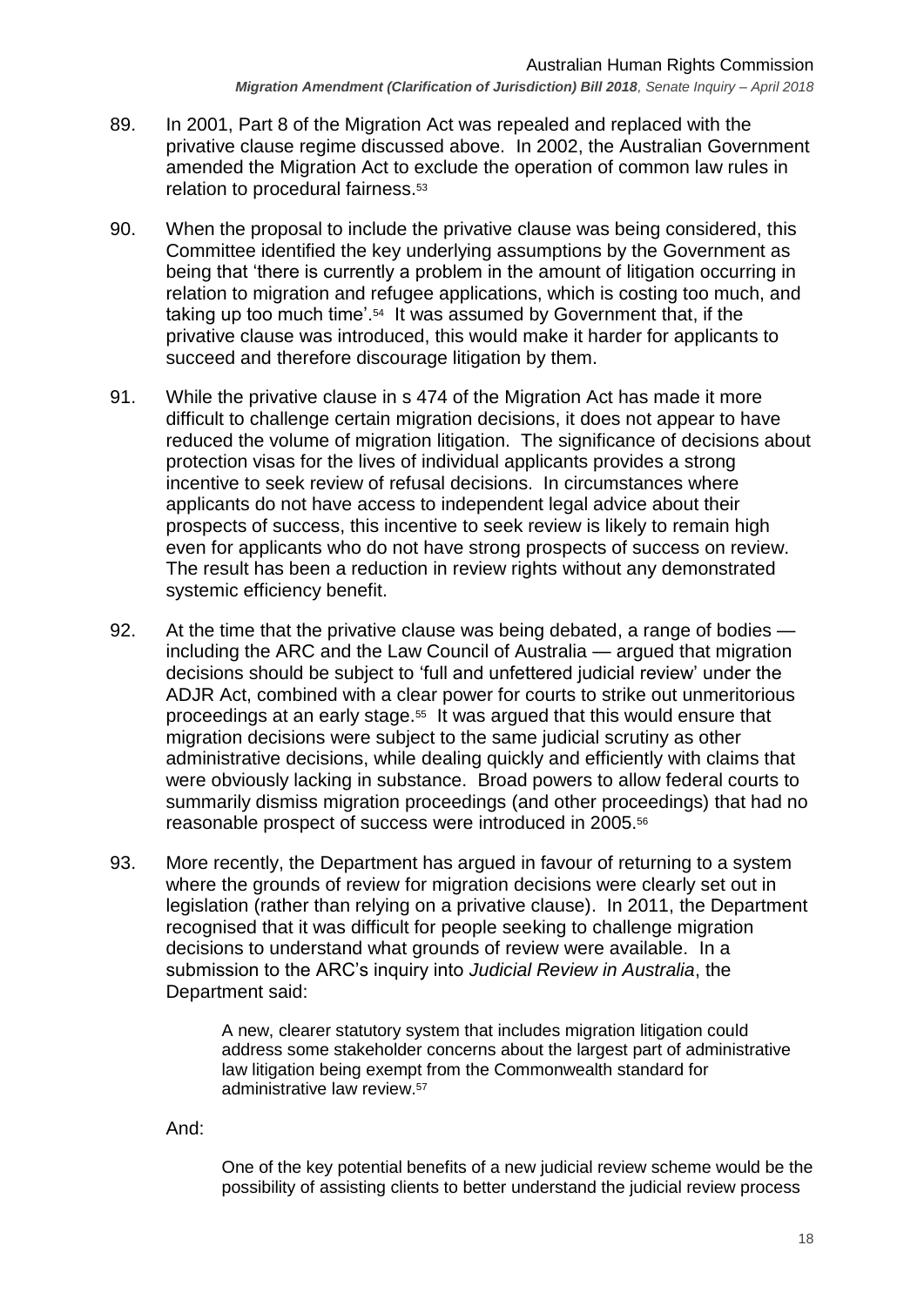89. In 2001, Part 8 of the Migration Act was repealed and replaced with the privative clause regime discussed above. In 2002, the Australian Government amended the Migration Act to exclude the operation of common law rules in relation to procedural fairness.[53]

90. When the proposal to include the privative clause was being considered, this Committee identified the key underlying assumptions by the Government as being that 'there is currently a problem in the amount of litigation occurring in relation to migration and refugee applications, which is costing too much, and taking up too much time'.[54] It was assumed by Government that, if the privative clause was introduced, this would make it harder for applicants to succeed and therefore discourage litigation by them.

91. While the privative clause in s 474 of the Migration Act has made it more difficult to challenge certain migration decisions, it does not appear to have reduced the volume of migration litigation. The significance of decisions about protection visas for the lives of individual applicants provides a strong incentive to seek review of refusal decisions. In circumstances where applicants do not have access to independent legal advice about their prospects of success, this incentive to seek review is likely to remain high even for applicants who do not have strong prospects of success on review. The result has been a reduction in review rights without any demonstrated systemic efficiency benefit.

92. At the time that the privative clause was being debated, a range of bodies — including the ARC and the Law Council of Australia — argued that migration decisions should be subject to 'full and unfettered judicial review' under the ADJR Act, combined with a clear power for courts to strike out unmeritorious proceedings at an early stage.[55] It was argued that this would ensure that migration decisions were subject to the same judicial scrutiny as other administrative decisions, while dealing quickly and efficiently with claims that were obviously lacking in substance. Broad powers to allow federal courts to summarily dismiss migration proceedings (and other proceedings) that had no reasonable prospect of success were introduced in 2005.[56]

93. More recently, the Department has argued in favour of returning to a system where the grounds of review for migration decisions were clearly set out in legislation (rather than relying on a privative clause). In 2011, the Department recognised that it was difficult for people seeking to challenge migration decisions to understand what grounds of review were available. In a submission to the ARC's inquiry into *Judicial Review in Australia*, the Department said:

> A new, clearer statutory system that includes migration litigation could address some stakeholder concerns about the largest part of administrative law litigation being exempt from the Commonwealth standard for administrative law review.[57]

And:

> One of the key potential benefits of a new judicial review scheme would be the possibility of assisting clients to better understand the judicial review process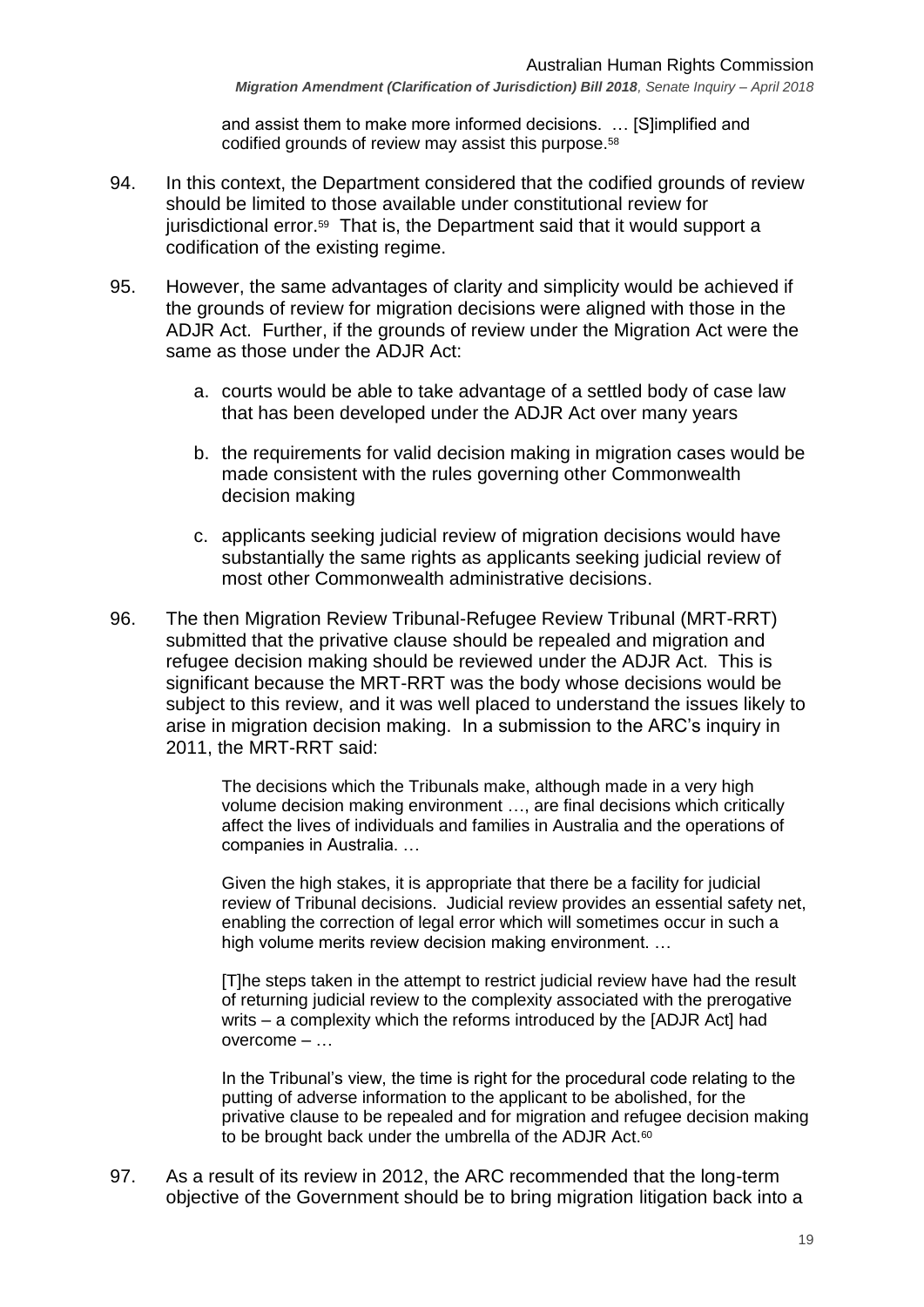> and assist them to make more informed decisions. … [S]implified and codified grounds of review may assist this purpose.[58]

94. In this context, the Department considered that the codified grounds of review should be limited to those available under constitutional review for jurisdictional error.[59] That is, the Department said that it would support a codification of the existing regime.

95. However, the same advantages of clarity and simplicity would be achieved if the grounds of review for migration decisions were aligned with those in the ADJR Act. Further, if the grounds of review under the Migration Act were the same as those under the ADJR Act:

    a. courts would be able to take advantage of a settled body of case law that has been developed under the ADJR Act over many years

    b. the requirements for valid decision making in migration cases would be made consistent with the rules governing other Commonwealth decision making

    c. applicants seeking judicial review of migration decisions would have substantially the same rights as applicants seeking judicial review of most other Commonwealth administrative decisions.

96. The then Migration Review Tribunal-Refugee Review Tribunal (MRT-RRT) submitted that the privative clause should be repealed and migration and refugee decision making should be reviewed under the ADJR Act. This is significant because the MRT-RRT was the body whose decisions would be subject to this review, and it was well placed to understand the issues likely to arise in migration decision making. In a submission to the ARC's inquiry in 2011, the MRT-RRT said:

> The decisions which the Tribunals make, although made in a very high volume decision making environment …, are final decisions which critically affect the lives of individuals and families in Australia and the operations of companies in Australia. …
>
> Given the high stakes, it is appropriate that there be a facility for judicial review of Tribunal decisions. Judicial review provides an essential safety net, enabling the correction of legal error which will sometimes occur in such a high volume merits review decision making environment. …
>
> [T]he steps taken in the attempt to restrict judicial review have had the result of returning judicial review to the complexity associated with the prerogative writs – a complexity which the reforms introduced by the [ADJR Act] had overcome – …
>
> In the Tribunal's view, the time is right for the procedural code relating to the putting of adverse information to the applicant to be abolished, for the privative clause to be repealed and for migration and refugee decision making to be brought back under the umbrella of the ADJR Act.[60]

97. As a result of its review in 2012, the ARC recommended that the long-term objective of the Government should be to bring migration litigation back into a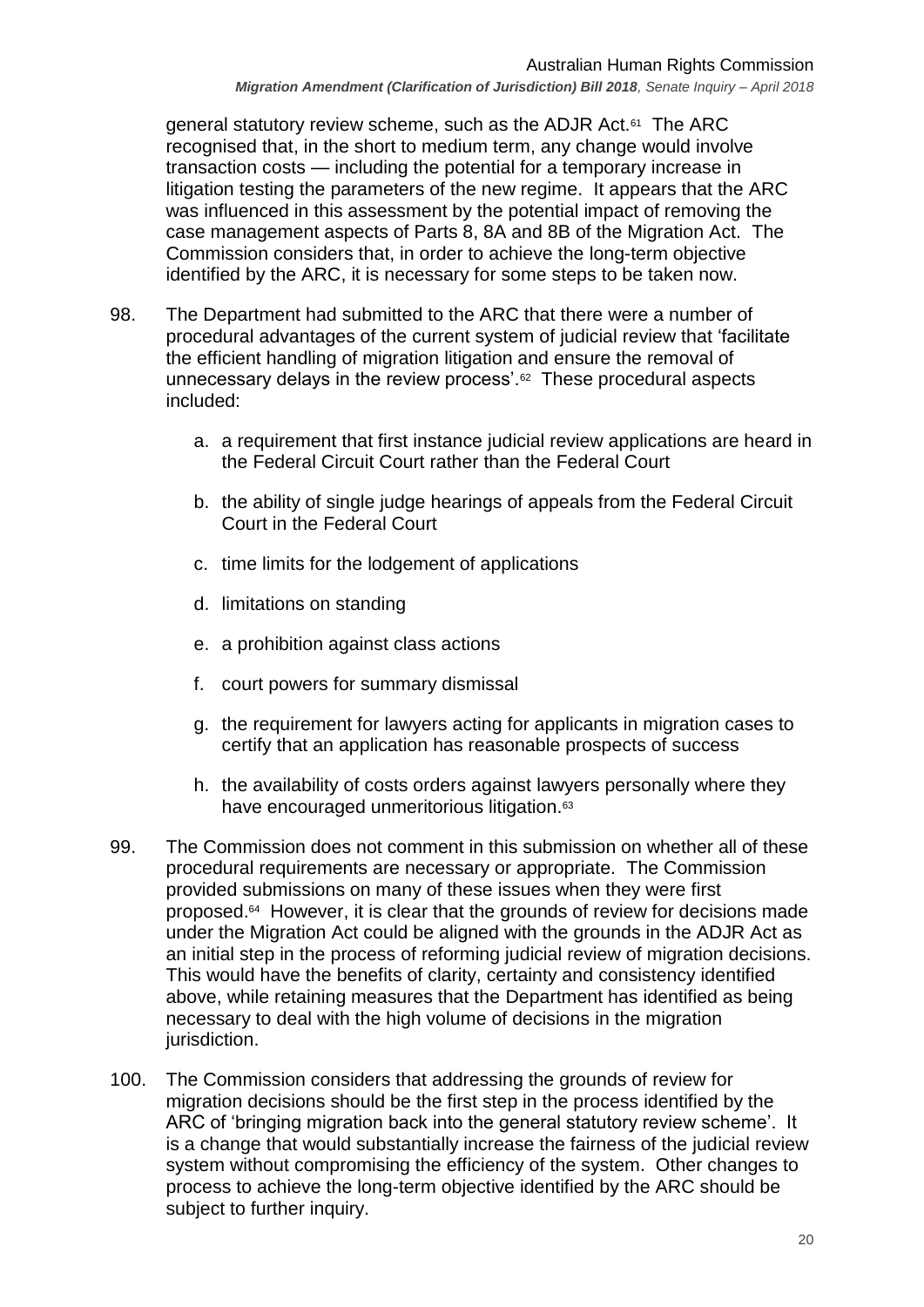general statutory review scheme, such as the ADJR Act.[61] The ARC recognised that, in the short to medium term, any change would involve transaction costs — including the potential for a temporary increase in litigation testing the parameters of the new regime. It appears that the ARC was influenced in this assessment by the potential impact of removing the case management aspects of Parts 8, 8A and 8B of the Migration Act. The Commission considers that, in order to achieve the long-term objective identified by the ARC, it is necessary for some steps to be taken now.

98. The Department had submitted to the ARC that there were a number of procedural advantages of the current system of judicial review that 'facilitate the efficient handling of migration litigation and ensure the removal of unnecessary delays in the review process'.[62] These procedural aspects included:

    a. a requirement that first instance judicial review applications are heard in the Federal Circuit Court rather than the Federal Court

    b. the ability of single judge hearings of appeals from the Federal Circuit Court in the Federal Court

    c. time limits for the lodgement of applications

    d. limitations on standing

    e. a prohibition against class actions

    f. court powers for summary dismissal

    g. the requirement for lawyers acting for applicants in migration cases to certify that an application has reasonable prospects of success

    h. the availability of costs orders against lawyers personally where they have encouraged unmeritorious litigation.[63]

99. The Commission does not comment in this submission on whether all of these procedural requirements are necessary or appropriate. The Commission provided submissions on many of these issues when they were first proposed.[64] However, it is clear that the grounds of review for decisions made under the Migration Act could be aligned with the grounds in the ADJR Act as an initial step in the process of reforming judicial review of migration decisions. This would have the benefits of clarity, certainty and consistency identified above, while retaining measures that the Department has identified as being necessary to deal with the high volume of decisions in the migration jurisdiction.

100. The Commission considers that addressing the grounds of review for migration decisions should be the first step in the process identified by the ARC of 'bringing migration back into the general statutory review scheme'. It is a change that would substantially increase the fairness of the judicial review system without compromising the efficiency of the system. Other changes to process to achieve the long-term objective identified by the ARC should be subject to further inquiry.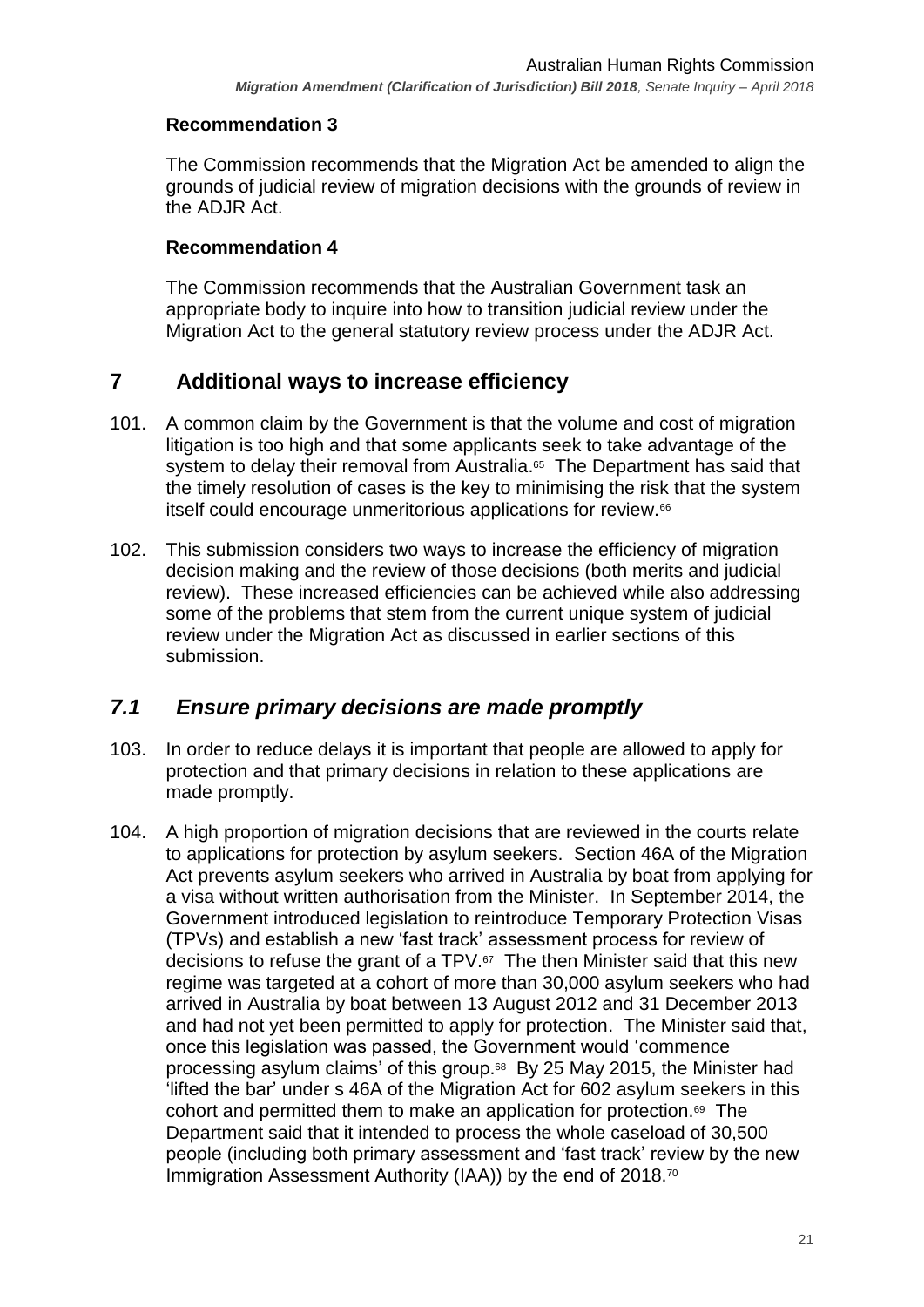**Recommendation 3**

The Commission recommends that the Migration Act be amended to align the grounds of judicial review of migration decisions with the grounds of review in the ADJR Act.

**Recommendation 4**

The Commission recommends that the Australian Government task an appropriate body to inquire into how to transition judicial review under the Migration Act to the general statutory review process under the ADJR Act.

## 7 Additional ways to increase efficiency

101. A common claim by the Government is that the volume and cost of migration litigation is too high and that some applicants seek to take advantage of the system to delay their removal from Australia.[65] The Department has said that the timely resolution of cases is the key to minimising the risk that the system itself could encourage unmeritorious applications for review.[66]

102. This submission considers two ways to increase the efficiency of migration decision making and the review of those decisions (both merits and judicial review). These increased efficiencies can be achieved while also addressing some of the problems that stem from the current unique system of judicial review under the Migration Act as discussed in earlier sections of this submission.

## *7.1 Ensure primary decisions are made promptly*

103. In order to reduce delays it is important that people are allowed to apply for protection and that primary decisions in relation to these applications are made promptly.

104. A high proportion of migration decisions that are reviewed in the courts relate to applications for protection by asylum seekers. Section 46A of the Migration Act prevents asylum seekers who arrived in Australia by boat from applying for a visa without written authorisation from the Minister. In September 2014, the Government introduced legislation to reintroduce Temporary Protection Visas (TPVs) and establish a new 'fast track' assessment process for review of decisions to refuse the grant of a TPV.[67] The then Minister said that this new regime was targeted at a cohort of more than 30,000 asylum seekers who had arrived in Australia by boat between 13 August 2012 and 31 December 2013 and had not yet been permitted to apply for protection. The Minister said that, once this legislation was passed, the Government would 'commence processing asylum claims' of this group.[68] By 25 May 2015, the Minister had 'lifted the bar' under s 46A of the Migration Act for 602 asylum seekers in this cohort and permitted them to make an application for protection.[69] The Department said that it intended to process the whole caseload of 30,500 people (including both primary assessment and 'fast track' review by the new Immigration Assessment Authority (IAA)) by the end of 2018.[70]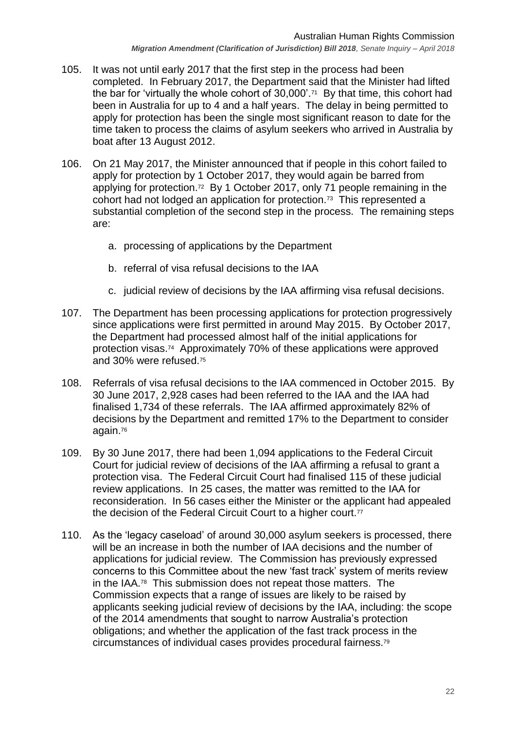105. It was not until early 2017 that the first step in the process had been completed. In February 2017, the Department said that the Minister had lifted the bar for 'virtually the whole cohort of 30,000'.[71] By that time, this cohort had been in Australia for up to 4 and a half years. The delay in being permitted to apply for protection has been the single most significant reason to date for the time taken to process the claims of asylum seekers who arrived in Australia by boat after 13 August 2012.

106. On 21 May 2017, the Minister announced that if people in this cohort failed to apply for protection by 1 October 2017, they would again be barred from applying for protection.[72] By 1 October 2017, only 71 people remaining in the cohort had not lodged an application for protection.[73] This represented a substantial completion of the second step in the process. The remaining steps are:

    a. processing of applications by the Department

    b. referral of visa refusal decisions to the IAA

    c. judicial review of decisions by the IAA affirming visa refusal decisions.

107. The Department has been processing applications for protection progressively since applications were first permitted in around May 2015. By October 2017, the Department had processed almost half of the initial applications for protection visas.[74] Approximately 70% of these applications were approved and 30% were refused.[75]

108. Referrals of visa refusal decisions to the IAA commenced in October 2015. By 30 June 2017, 2,928 cases had been referred to the IAA and the IAA had finalised 1,734 of these referrals. The IAA affirmed approximately 82% of decisions by the Department and remitted 17% to the Department to consider again.[76]

109. By 30 June 2017, there had been 1,094 applications to the Federal Circuit Court for judicial review of decisions of the IAA affirming a refusal to grant a protection visa. The Federal Circuit Court had finalised 115 of these judicial review applications. In 25 cases, the matter was remitted to the IAA for reconsideration. In 56 cases either the Minister or the applicant had appealed the decision of the Federal Circuit Court to a higher court.[77]

110. As the 'legacy caseload' of around 30,000 asylum seekers is processed, there will be an increase in both the number of IAA decisions and the number of applications for judicial review. The Commission has previously expressed concerns to this Committee about the new 'fast track' system of merits review in the IAA.[78] This submission does not repeat those matters. The Commission expects that a range of issues are likely to be raised by applicants seeking judicial review of decisions by the IAA, including: the scope of the 2014 amendments that sought to narrow Australia's protection obligations; and whether the application of the fast track process in the circumstances of individual cases provides procedural fairness.[79]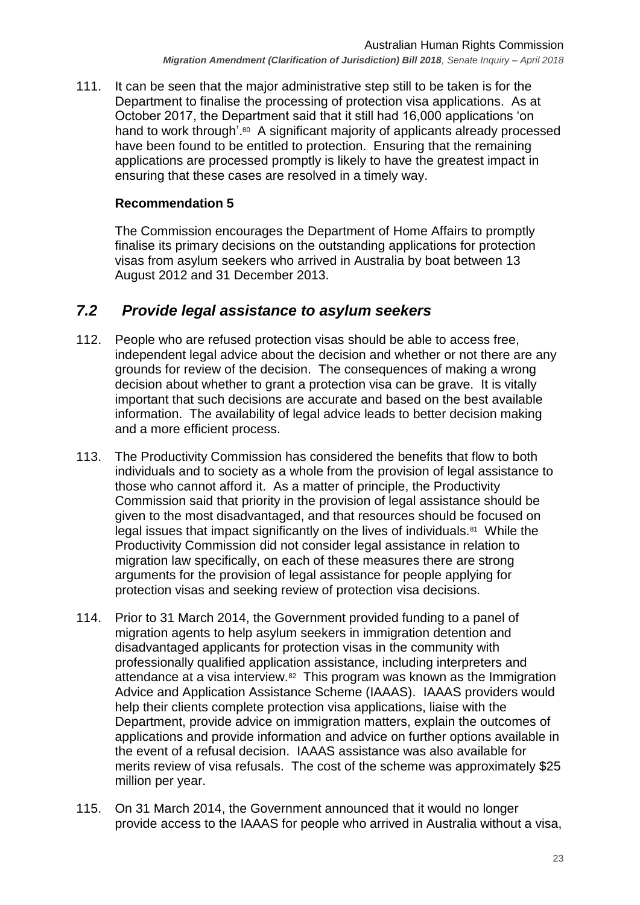111. It can be seen that the major administrative step still to be taken is for the Department to finalise the processing of protection visa applications. As at October 2017, the Department said that it still had 16,000 applications 'on hand to work through'.[80] A significant majority of applicants already processed have been found to be entitled to protection. Ensuring that the remaining applications are processed promptly is likely to have the greatest impact in ensuring that these cases are resolved in a timely way.

**Recommendation 5**

The Commission encourages the Department of Home Affairs to promptly finalise its primary decisions on the outstanding applications for protection visas from asylum seekers who arrived in Australia by boat between 13 August 2012 and 31 December 2013.

## *7.2 Provide legal assistance to asylum seekers*

112. People who are refused protection visas should be able to access free, independent legal advice about the decision and whether or not there are any grounds for review of the decision. The consequences of making a wrong decision about whether to grant a protection visa can be grave. It is vitally important that such decisions are accurate and based on the best available information. The availability of legal advice leads to better decision making and a more efficient process.

113. The Productivity Commission has considered the benefits that flow to both individuals and to society as a whole from the provision of legal assistance to those who cannot afford it. As a matter of principle, the Productivity Commission said that priority in the provision of legal assistance should be given to the most disadvantaged, and that resources should be focused on legal issues that impact significantly on the lives of individuals.[81] While the Productivity Commission did not consider legal assistance in relation to migration law specifically, on each of these measures there are strong arguments for the provision of legal assistance for people applying for protection visas and seeking review of protection visa decisions.

114. Prior to 31 March 2014, the Government provided funding to a panel of migration agents to help asylum seekers in immigration detention and disadvantaged applicants for protection visas in the community with professionally qualified application assistance, including interpreters and attendance at a visa interview.[82] This program was known as the Immigration Advice and Application Assistance Scheme (IAAAS). IAAAS providers would help their clients complete protection visa applications, liaise with the Department, provide advice on immigration matters, explain the outcomes of applications and provide information and advice on further options available in the event of a refusal decision. IAAAS assistance was also available for merits review of visa refusals. The cost of the scheme was approximately $25 million per year.

115. On 31 March 2014, the Government announced that it would no longer provide access to the IAAAS for people who arrived in Australia without a visa,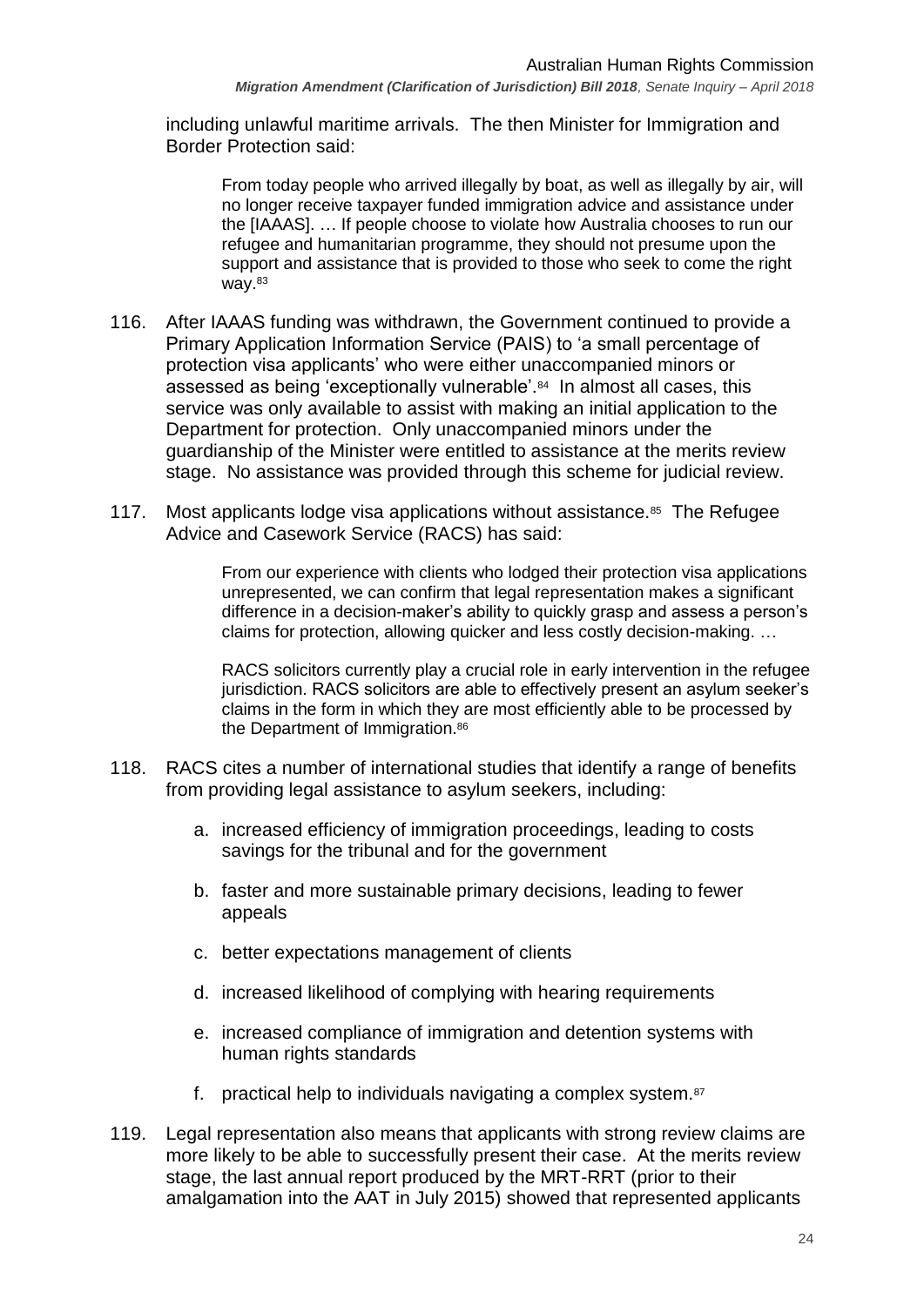including unlawful maritime arrivals. The then Minister for Immigration and Border Protection said:

> From today people who arrived illegally by boat, as well as illegally by air, will no longer receive taxpayer funded immigration advice and assistance under the [IAAAS]. … If people choose to violate how Australia chooses to run our refugee and humanitarian programme, they should not presume upon the support and assistance that is provided to those who seek to come the right way.[83]

116. After IAAAS funding was withdrawn, the Government continued to provide a Primary Application Information Service (PAIS) to 'a small percentage of protection visa applicants' who were either unaccompanied minors or assessed as being 'exceptionally vulnerable'.[84] In almost all cases, this service was only available to assist with making an initial application to the Department for protection. Only unaccompanied minors under the guardianship of the Minister were entitled to assistance at the merits review stage. No assistance was provided through this scheme for judicial review.

117. Most applicants lodge visa applications without assistance.[85] The Refugee Advice and Casework Service (RACS) has said:

> From our experience with clients who lodged their protection visa applications unrepresented, we can confirm that legal representation makes a significant difference in a decision-maker's ability to quickly grasp and assess a person's claims for protection, allowing quicker and less costly decision-making. …
>
> RACS solicitors currently play a crucial role in early intervention in the refugee jurisdiction. RACS solicitors are able to effectively present an asylum seeker's claims in the form in which they are most efficiently able to be processed by the Department of Immigration.[86]

118. RACS cites a number of international studies that identify a range of benefits from providing legal assistance to asylum seekers, including:

    a. increased efficiency of immigration proceedings, leading to costs savings for the tribunal and for the government

    b. faster and more sustainable primary decisions, leading to fewer appeals

    c. better expectations management of clients

    d. increased likelihood of complying with hearing requirements

    e. increased compliance of immigration and detention systems with human rights standards

    f. practical help to individuals navigating a complex system.[87]

119. Legal representation also means that applicants with strong review claims are more likely to be able to successfully present their case. At the merits review stage, the last annual report produced by the MRT-RRT (prior to their amalgamation into the AAT in July 2015) showed that represented applicants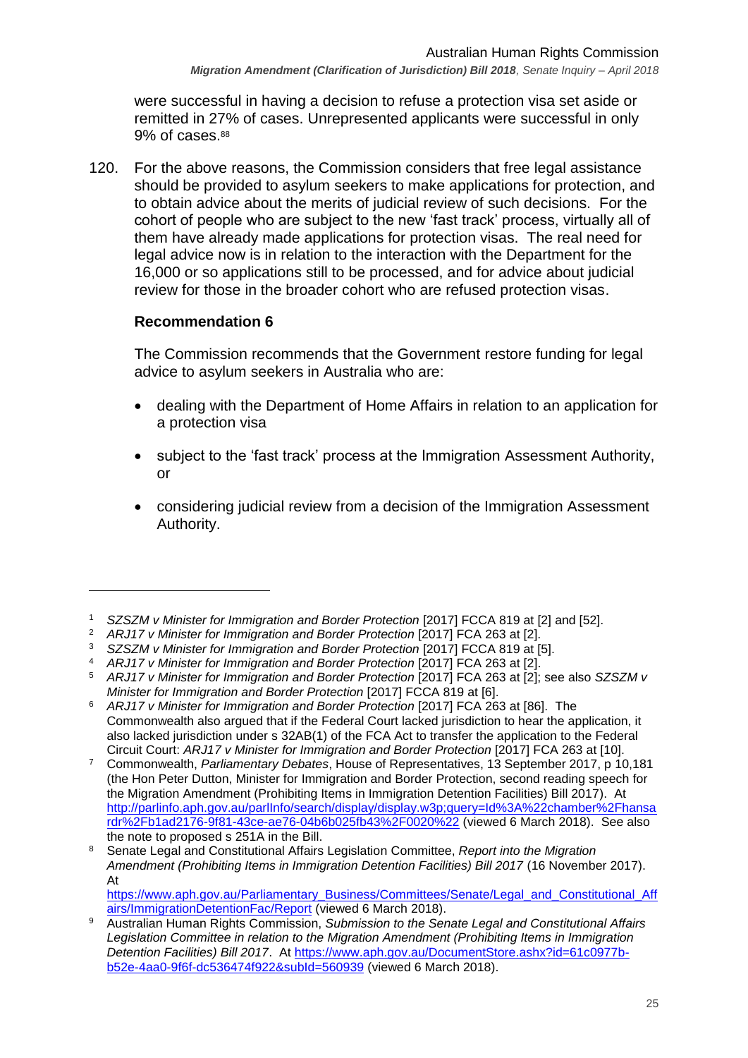were successful in having a decision to refuse a protection visa set aside or remitted in 27% of cases. Unrepresented applicants were successful in only 9% of cases.[88]

120. For the above reasons, the Commission considers that free legal assistance should be provided to asylum seekers to make applications for protection, and to obtain advice about the merits of judicial review of such decisions. For the cohort of people who are subject to the new 'fast track' process, virtually all of them have already made applications for protection visas. The real need for legal advice now is in relation to the interaction with the Department for the 16,000 or so applications still to be processed, and for advice about judicial review for those in the broader cohort who are refused protection visas.

**Recommendation 6**

The Commission recommends that the Government restore funding for legal advice to asylum seekers in Australia who are:

- dealing with the Department of Home Affairs in relation to an application for a protection visa
- subject to the 'fast track' process at the Immigration Assessment Authority, or
- considering judicial review from a decision of the Immigration Assessment Authority.

---

[1] *SZSZM v Minister for Immigration and Border Protection* [2017] FCCA 819 at [2] and [52].

[2] *ARJ17 v Minister for Immigration and Border Protection* [2017] FCA 263 at [2].

[3] *SZSZM v Minister for Immigration and Border Protection* [2017] FCCA 819 at [5].

[4] *ARJ17 v Minister for Immigration and Border Protection* [2017] FCA 263 at [2].

[5] *ARJ17 v Minister for Immigration and Border Protection* [2017] FCA 263 at [2]; see also *SZSZM v Minister for Immigration and Border Protection* [2017] FCCA 819 at [6].

[6] *ARJ17 v Minister for Immigration and Border Protection* [2017] FCA 263 at [86]. The Commonwealth also argued that if the Federal Court lacked jurisdiction to hear the application, it also lacked jurisdiction under s 32AB(1) of the FCA Act to transfer the application to the Federal Circuit Court: *ARJ17 v Minister for Immigration and Border Protection* [2017] FCA 263 at [10].

[7] Commonwealth, *Parliamentary Debates*, House of Representatives, 13 September 2017, p 10,181 (the Hon Peter Dutton, Minister for Immigration and Border Protection, second reading speech for the Migration Amendment (Prohibiting Items in Immigration Detention Facilities) Bill 2017). At http://parlinfo.aph.gov.au/parlInfo/search/display/display.w3p;query=Id%3A%22chamber%2Fhansardr%2Fb1ad2176-9f81-43ce-ae76-04b6b025fb43%2F0020%22 (viewed 6 March 2018). See also the note to proposed s 251A in the Bill.

[8] Senate Legal and Constitutional Affairs Legislation Committee, *Report into the Migration Amendment (Prohibiting Items in Immigration Detention Facilities) Bill 2017* (16 November 2017). At https://www.aph.gov.au/Parliamentary_Business/Committees/Senate/Legal_and_Constitutional_Affairs/ImmigrationDetentionFac/Report (viewed 6 March 2018).

[9] Australian Human Rights Commission, *Submission to the Senate Legal and Constitutional Affairs Legislation Committee in relation to the Migration Amendment (Prohibiting Items in Immigration Detention Facilities) Bill 2017*. At https://www.aph.gov.au/DocumentStore.ashx?id=61c0977b-b52e-4aa0-9f6f-dc536474f922&subId=560939 (viewed 6 March 2018).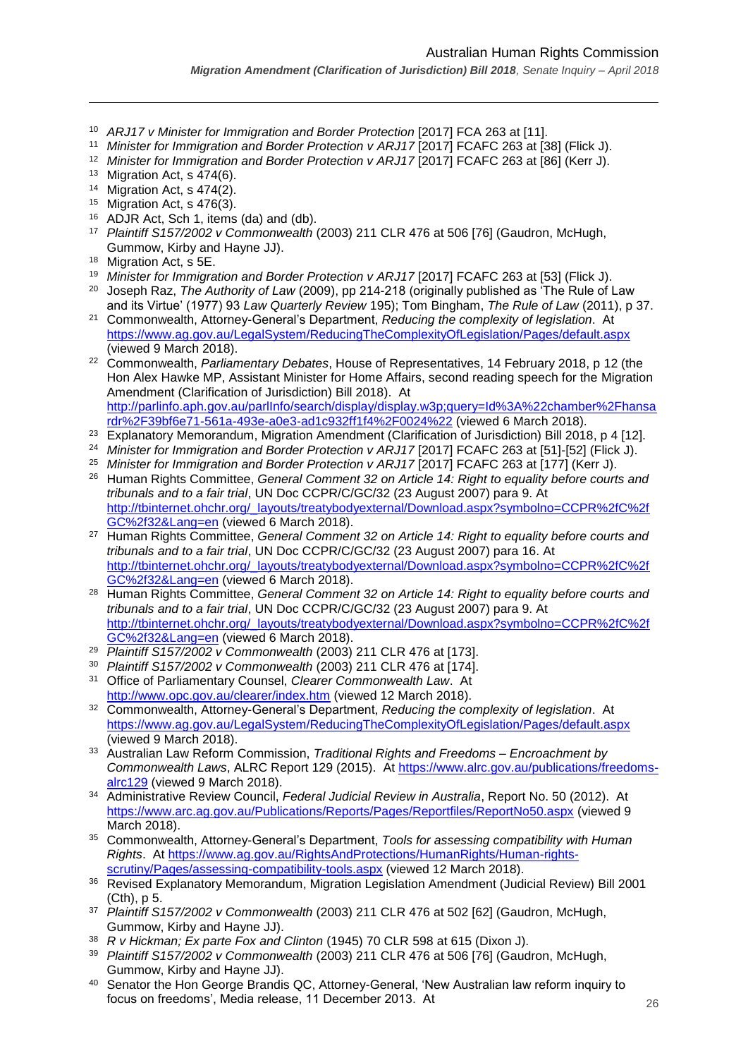[10] *ARJ17 v Minister for Immigration and Border Protection* [2017] FCA 263 at [11].

[11] *Minister for Immigration and Border Protection v ARJ17* [2017] FCAFC 263 at [38] (Flick J).

[12] *Minister for Immigration and Border Protection v ARJ17* [2017] FCAFC 263 at [86] (Kerr J).

[13] Migration Act, s 474(6).

[14] Migration Act, s 474(2).

[15] Migration Act, s 476(3).

[16] ADJR Act, Sch 1, items (da) and (db).

[17] *Plaintiff S157/2002 v Commonwealth* (2003) 211 CLR 476 at 506 [76] (Gaudron, McHugh, Gummow, Kirby and Hayne JJ).

[18] Migration Act, s 5E.

[19] *Minister for Immigration and Border Protection v ARJ17* [2017] FCAFC 263 at [53] (Flick J).

[20] Joseph Raz, *The Authority of Law* (2009), pp 214-218 (originally published as 'The Rule of Law and its Virtue' (1977) 93 *Law Quarterly Review* 195); Tom Bingham, *The Rule of Law* (2011), p 37.

[21] Commonwealth, Attorney-General's Department, *Reducing the complexity of legislation*. At https://www.ag.gov.au/LegalSystem/ReducingTheComplexityOfLegislation/Pages/default.aspx (viewed 9 March 2018).

[22] Commonwealth, *Parliamentary Debates*, House of Representatives, 14 February 2018, p 12 (the Hon Alex Hawke MP, Assistant Minister for Home Affairs, second reading speech for the Migration Amendment (Clarification of Jurisdiction) Bill 2018). At http://parlinfo.aph.gov.au/parlInfo/search/display/display.w3p;query=Id%3A%22chamber%2Fhansard%2F39bf6e71-561a-493e-a0e3-ad1c932ff1f4%2F0024%22 (viewed 6 March 2018).

[23] Explanatory Memorandum, Migration Amendment (Clarification of Jurisdiction) Bill 2018, p 4 [12].

[24] *Minister for Immigration and Border Protection v ARJ17* [2017] FCAFC 263 at [51]-[52] (Flick J).

[25] *Minister for Immigration and Border Protection v ARJ17* [2017] FCAFC 263 at [177] (Kerr J).

[26] Human Rights Committee, *General Comment 32 on Article 14: Right to equality before courts and tribunals and to a fair trial*, UN Doc CCPR/C/GC/32 (23 August 2007) para 9. At http://tbinternet.ohchr.org/_layouts/treatybodyexternal/Download.aspx?symbolno=CCPR%2fC%2fGC%2f32&Lang=en (viewed 6 March 2018).

[27] Human Rights Committee, *General Comment 32 on Article 14: Right to equality before courts and tribunals and to a fair trial*, UN Doc CCPR/C/GC/32 (23 August 2007) para 16. At http://tbinternet.ohchr.org/_layouts/treatybodyexternal/Download.aspx?symbolno=CCPR%2fC%2fGC%2f32&Lang=en (viewed 6 March 2018).

[28] Human Rights Committee, *General Comment 32 on Article 14: Right to equality before courts and tribunals and to a fair trial*, UN Doc CCPR/C/GC/32 (23 August 2007) para 9. At http://tbinternet.ohchr.org/_layouts/treatybodyexternal/Download.aspx?symbolno=CCPR%2fC%2fGC%2f32&Lang=en (viewed 6 March 2018).

[29] *Plaintiff S157/2002 v Commonwealth* (2003) 211 CLR 476 at [173].

[30] *Plaintiff S157/2002 v Commonwealth* (2003) 211 CLR 476 at [174].

[31] Office of Parliamentary Counsel, *Clearer Commonwealth Law*. At http://www.opc.gov.au/clearer/index.htm (viewed 12 March 2018).

[32] Commonwealth, Attorney-General's Department, *Reducing the complexity of legislation*. At https://www.ag.gov.au/LegalSystem/ReducingTheComplexityOfLegislation/Pages/default.aspx (viewed 9 March 2018).

[33] Australian Law Reform Commission, *Traditional Rights and Freedoms – Encroachment by Commonwealth Laws*, ALRC Report 129 (2015). At https://www.alrc.gov.au/publications/freedoms-alrc129 (viewed 9 March 2018).

[34] Administrative Review Council, *Federal Judicial Review in Australia*, Report No. 50 (2012). At https://www.arc.ag.gov.au/Publications/Reports/Pages/Reportfiles/ReportNo50.aspx (viewed 9 March 2018).

[35] Commonwealth, Attorney-General's Department, *Tools for assessing compatibility with Human Rights*. At https://www.ag.gov.au/RightsAndProtections/HumanRights/Human-rights-scrutiny/Pages/assessing-compatibility-tools.aspx (viewed 12 March 2018).

[36] Revised Explanatory Memorandum, Migration Legislation Amendment (Judicial Review) Bill 2001 (Cth), p 5.

[37] *Plaintiff S157/2002 v Commonwealth* (2003) 211 CLR 476 at 502 [62] (Gaudron, McHugh, Gummow, Kirby and Hayne JJ).

[38] *R v Hickman; Ex parte Fox and Clinton* (1945) 70 CLR 598 at 615 (Dixon J).

[39] *Plaintiff S157/2002 v Commonwealth* (2003) 211 CLR 476 at 506 [76] (Gaudron, McHugh, Gummow, Kirby and Hayne JJ).

[40] Senator the Hon George Brandis QC, Attorney-General, 'New Australian law reform inquiry to focus on freedoms', Media release, 11 December 2013. At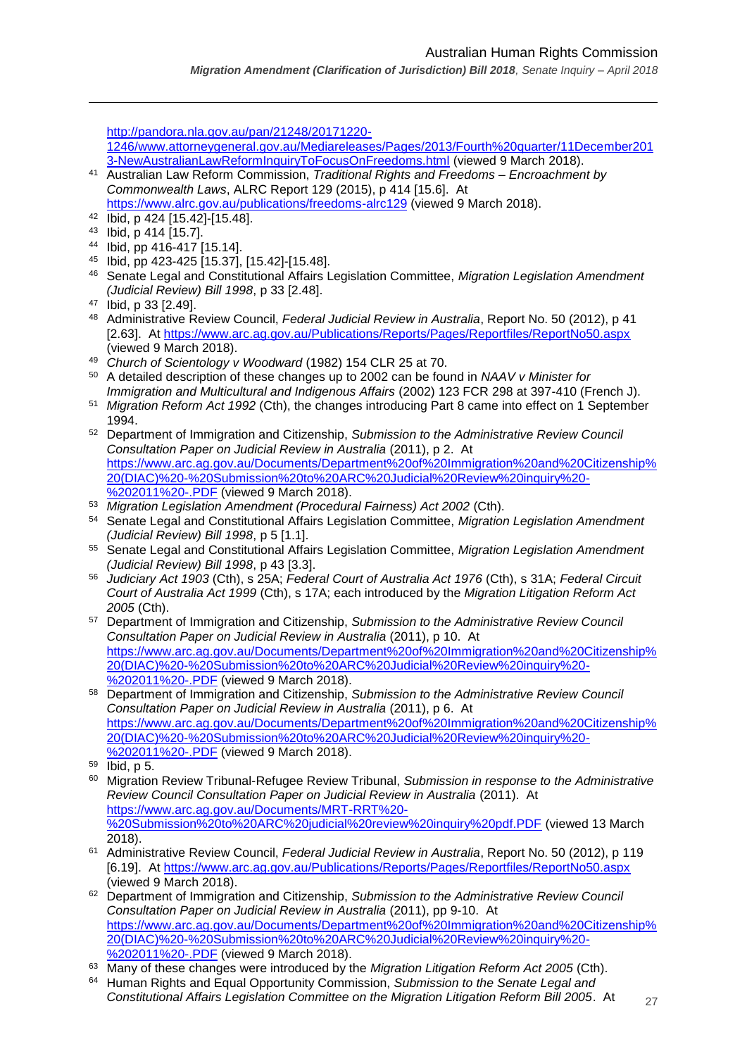http://pandora.nla.gov.au/pan/21248/20171220-1246/www.attorneygeneral.gov.au/Mediareleases/Pages/2013/Fourth%20quarter/11December2013-NewAustralianLawReformInquiryToFocusOnFreedoms.html (viewed 9 March 2018).

41 Australian Law Reform Commission, *Traditional Rights and Freedoms – Encroachment by Commonwealth Laws*, ALRC Report 129 (2015), p 414 [15.6]. At https://www.alrc.gov.au/publications/freedoms-alrc129 (viewed 9 March 2018).

42 Ibid, p 424 [15.42]-[15.48].

43 Ibid, p 414 [15.7].

44 Ibid, pp 416-417 [15.14].

45 Ibid, pp 423-425 [15.37], [15.42]-[15.48].

46 Senate Legal and Constitutional Affairs Legislation Committee, *Migration Legislation Amendment (Judicial Review) Bill 1998*, p 33 [2.48].

47 Ibid, p 33 [2.49].

48 Administrative Review Council, *Federal Judicial Review in Australia*, Report No. 50 (2012), p 41 [2.63]. At https://www.arc.ag.gov.au/Publications/Reports/Pages/Reportfiles/ReportNo50.aspx (viewed 9 March 2018).

49 *Church of Scientology v Woodward* (1982) 154 CLR 25 at 70.

50 A detailed description of these changes up to 2002 can be found in *NAAV v Minister for Immigration and Multicultural and Indigenous Affairs* (2002) 123 FCR 298 at 397-410 (French J).

51 *Migration Reform Act 1992* (Cth), the changes introducing Part 8 came into effect on 1 September 1994.

52 Department of Immigration and Citizenship, *Submission to the Administrative Review Council Consultation Paper on Judicial Review in Australia* (2011), p 2. At https://www.arc.ag.gov.au/Documents/Department%20of%20Immigration%20and%20Citizenship%20(DIAC)%20-%20Submission%20to%20ARC%20Judicial%20Review%20inquiry%20-%202011%20-.PDF (viewed 9 March 2018).

53 *Migration Legislation Amendment (Procedural Fairness) Act 2002* (Cth).

54 Senate Legal and Constitutional Affairs Legislation Committee, *Migration Legislation Amendment (Judicial Review) Bill 1998*, p 5 [1.1].

55 Senate Legal and Constitutional Affairs Legislation Committee, *Migration Legislation Amendment (Judicial Review) Bill 1998*, p 43 [3.3].

56 *Judiciary Act 1903* (Cth), s 25A; *Federal Court of Australia Act 1976* (Cth), s 31A; *Federal Circuit Court of Australia Act 1999* (Cth), s 17A; each introduced by the *Migration Litigation Reform Act 2005* (Cth).

57 Department of Immigration and Citizenship, *Submission to the Administrative Review Council Consultation Paper on Judicial Review in Australia* (2011), p 10. At https://www.arc.ag.gov.au/Documents/Department%20of%20Immigration%20and%20Citizenship%20(DIAC)%20-%20Submission%20to%20ARC%20Judicial%20Review%20inquiry%20-%202011%20-.PDF (viewed 9 March 2018).

58 Department of Immigration and Citizenship, *Submission to the Administrative Review Council Consultation Paper on Judicial Review in Australia* (2011), p 6. At https://www.arc.ag.gov.au/Documents/Department%20of%20Immigration%20and%20Citizenship%20(DIAC)%20-%20Submission%20to%20ARC%20Judicial%20Review%20inquiry%20-%202011%20-.PDF (viewed 9 March 2018).

59 Ibid, p 5.

60 Migration Review Tribunal-Refugee Review Tribunal, *Submission in response to the Administrative Review Council Consultation Paper on Judicial Review in Australia* (2011). At https://www.arc.ag.gov.au/Documents/MRT-RRT%20-%20Submission%20to%20ARC%20judicial%20review%20inquiry%20pdf.PDF (viewed 13 March 2018).

61 Administrative Review Council, *Federal Judicial Review in Australia*, Report No. 50 (2012), p 119 [6.19]. At https://www.arc.ag.gov.au/Publications/Reports/Pages/Reportfiles/ReportNo50.aspx (viewed 9 March 2018).

62 Department of Immigration and Citizenship, *Submission to the Administrative Review Council Consultation Paper on Judicial Review in Australia* (2011), pp 9-10. At https://www.arc.ag.gov.au/Documents/Department%20of%20Immigration%20and%20Citizenship%20(DIAC)%20-%20Submission%20to%20ARC%20Judicial%20Review%20inquiry%20-%202011%20-.PDF (viewed 9 March 2018).

63 Many of these changes were introduced by the *Migration Litigation Reform Act 2005* (Cth).

64 Human Rights and Equal Opportunity Commission, *Submission to the Senate Legal and Constitutional Affairs Legislation Committee on the Migration Litigation Reform Bill 2005*. At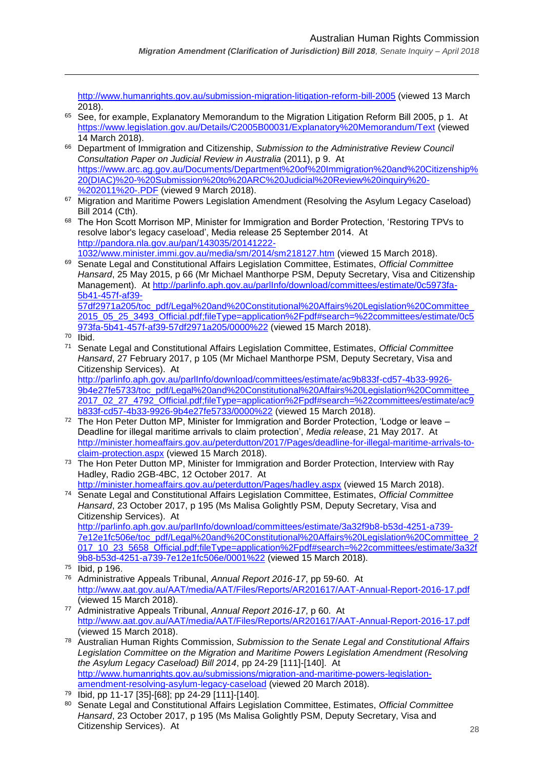http://www.humanrights.gov.au/submission-migration-litigation-reform-bill-2005 (viewed 13 March 2018).

65 See, for example, Explanatory Memorandum to the Migration Litigation Reform Bill 2005, p 1. At https://www.legislation.gov.au/Details/C2005B00031/Explanatory%20Memorandum/Text (viewed 14 March 2018).

66 Department of Immigration and Citizenship, *Submission to the Administrative Review Council Consultation Paper on Judicial Review in Australia* (2011), p 9. At https://www.arc.ag.gov.au/Documents/Department%20of%20Immigration%20and%20Citizenship%20(DIAC)%20-%20Submission%20to%20ARC%20Judicial%20Review%20inquiry%20-%202011%20-.PDF (viewed 9 March 2018).

67 Migration and Maritime Powers Legislation Amendment (Resolving the Asylum Legacy Caseload) Bill 2014 (Cth).

68 The Hon Scott Morrison MP, Minister for Immigration and Border Protection, 'Restoring TPVs to resolve labor's legacy caseload', Media release 25 September 2014. At http://pandora.nla.gov.au/pan/143035/20141222-1032/www.minister.immi.gov.au/media/sm/2014/sm218127.htm (viewed 15 March 2018).

69 Senate Legal and Constitutional Affairs Legislation Committee, Estimates, *Official Committee Hansard*, 25 May 2015, p 66 (Mr Michael Manthorpe PSM, Deputy Secretary, Visa and Citizenship Management). At http://parlinfo.aph.gov.au/parlInfo/download/committees/estimate/0c5973fa-5b41-457f-af39-57df2971a205/toc_pdf/Legal%20and%20Constitutional%20Affairs%20Legislation%20Committee_2015_05_25_3493_Official.pdf;fileType=application%2Fpdf#search=%22committees/estimate/0c5973fa-5b41-457f-af39-57df2971a205/0000%22 (viewed 15 March 2018).

70 Ibid.

71 Senate Legal and Constitutional Affairs Legislation Committee, Estimates, *Official Committee Hansard*, 27 February 2017, p 105 (Mr Michael Manthorpe PSM, Deputy Secretary, Visa and Citizenship Services). At http://parlinfo.aph.gov.au/parlInfo/download/committees/estimate/ac9b833f-cd57-4b33-9926-9b4e27fe5733/toc_pdf/Legal%20and%20Constitutional%20Affairs%20Legislation%20Committee_2017_02_27_4792_Official.pdf;fileType=application%2Fpdf#search=%22committees/estimate/ac9b833f-cd57-4b33-9926-9b4e27fe5733/0000%22 (viewed 15 March 2018).

72 The Hon Peter Dutton MP, Minister for Immigration and Border Protection, 'Lodge or leave – Deadline for illegal maritime arrivals to claim protection', *Media release*, 21 May 2017. At http://minister.homeaffairs.gov.au/peterdutton/2017/Pages/deadline-for-illegal-maritime-arrivals-to-claim-protection.aspx (viewed 15 March 2018).

73 The Hon Peter Dutton MP, Minister for Immigration and Border Protection, Interview with Ray Hadley, Radio 2GB-4BC, 12 October 2017. At http://minister.homeaffairs.gov.au/peterdutton/Pages/hadley.aspx (viewed 15 March 2018).

74 Senate Legal and Constitutional Affairs Legislation Committee, Estimates, *Official Committee Hansard*, 23 October 2017, p 195 (Ms Malisa Golightly PSM, Deputy Secretary, Visa and Citizenship Services). At http://parlinfo.aph.gov.au/parlInfo/download/committees/estimate/3a32f9b8-b53d-4251-a739-7e12e1fc506e/toc_pdf/Legal%20and%20Constitutional%20Affairs%20Legislation%20Committee_2017_10_23_5658_Official.pdf;fileType=application%2Fpdf#search=%22committees/estimate/3a32f9b8-b53d-4251-a739-7e12e1fc506e/0001%22 (viewed 15 March 2018).

75 Ibid, p 196.

76 Administrative Appeals Tribunal, *Annual Report 2016-17*, pp 59-60. At http://www.aat.gov.au/AAT/media/AAT/Files/Reports/AR201617/AAT-Annual-Report-2016-17.pdf (viewed 15 March 2018).

77 Administrative Appeals Tribunal, *Annual Report 2016-17*, p 60. At http://www.aat.gov.au/AAT/media/AAT/Files/Reports/AR201617/AAT-Annual-Report-2016-17.pdf (viewed 15 March 2018).

78 Australian Human Rights Commission, *Submission to the Senate Legal and Constitutional Affairs Legislation Committee on the Migration and Maritime Powers Legislation Amendment (Resolving the Asylum Legacy Caseload) Bill 2014*, pp 24-29 [111]-[140]. At http://www.humanrights.gov.au/submissions/migration-and-maritime-powers-legislation-amendment-resolving-asylum-legacy-caseload (viewed 20 March 2018).

79 Ibid, pp 11-17 [35]-[68]; pp 24-29 [111]-[140].

80 Senate Legal and Constitutional Affairs Legislation Committee, Estimates, *Official Committee Hansard*, 23 October 2017, p 195 (Ms Malisa Golightly PSM, Deputy Secretary, Visa and Citizenship Services). At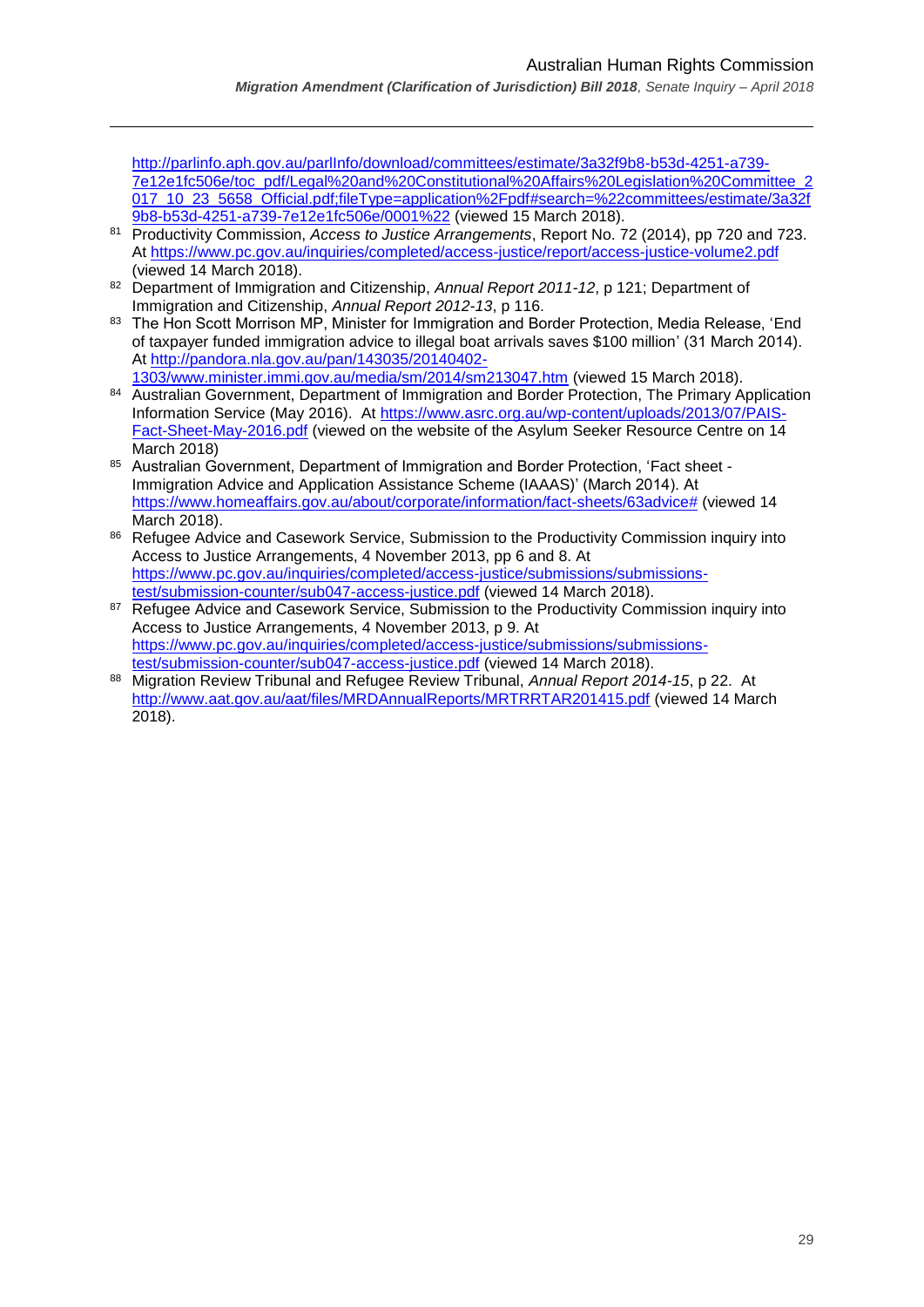http://parlinfo.aph.gov.au/parlInfo/download/committees/estimate/3a32f9b8-b53d-4251-a739-7e12e1fc506e/toc_pdf/Legal%20and%20Constitutional%20Affairs%20Legislation%20Committee_2017_10_23_5658_Official.pdf;fileType=application%2Fpdf#search=%22committees/estimate/3a32f9b8-b53d-4251-a739-7e12e1fc506e/0001%22 (viewed 15 March 2018).

[81] Productivity Commission, *Access to Justice Arrangements*, Report No. 72 (2014), pp 720 and 723. At https://www.pc.gov.au/inquiries/completed/access-justice/report/access-justice-volume2.pdf (viewed 14 March 2018).

[82] Department of Immigration and Citizenship, *Annual Report 2011-12*, p 121; Department of Immigration and Citizenship, *Annual Report 2012-13*, p 116.

[83] The Hon Scott Morrison MP, Minister for Immigration and Border Protection, Media Release, 'End of taxpayer funded immigration advice to illegal boat arrivals saves $100 million' (31 March 2014). At http://pandora.nla.gov.au/pan/143035/20140402-1303/www.minister.immi.gov.au/media/sm/2014/sm213047.htm (viewed 15 March 2018).

[84] Australian Government, Department of Immigration and Border Protection, The Primary Application Information Service (May 2016). At https://www.asrc.org.au/wp-content/uploads/2013/07/PAIS-Fact-Sheet-May-2016.pdf (viewed on the website of the Asylum Seeker Resource Centre on 14 March 2018)

[85] Australian Government, Department of Immigration and Border Protection, 'Fact sheet - Immigration Advice and Application Assistance Scheme (IAAAS)' (March 2014). At https://www.homeaffairs.gov.au/about/corporate/information/fact-sheets/63advice# (viewed 14 March 2018).

[86] Refugee Advice and Casework Service, Submission to the Productivity Commission inquiry into Access to Justice Arrangements, 4 November 2013, pp 6 and 8. At https://www.pc.gov.au/inquiries/completed/access-justice/submissions/submissions-test/submission-counter/sub047-access-justice.pdf (viewed 14 March 2018).

[87] Refugee Advice and Casework Service, Submission to the Productivity Commission inquiry into Access to Justice Arrangements, 4 November 2013, p 9. At https://www.pc.gov.au/inquiries/completed/access-justice/submissions/submissions-test/submission-counter/sub047-access-justice.pdf (viewed 14 March 2018).

[88] Migration Review Tribunal and Refugee Review Tribunal, *Annual Report 2014-15*, p 22. At http://www.aat.gov.au/aat/files/MRDAnnualReports/MRTRRTAR201415.pdf (viewed 14 March 2018).